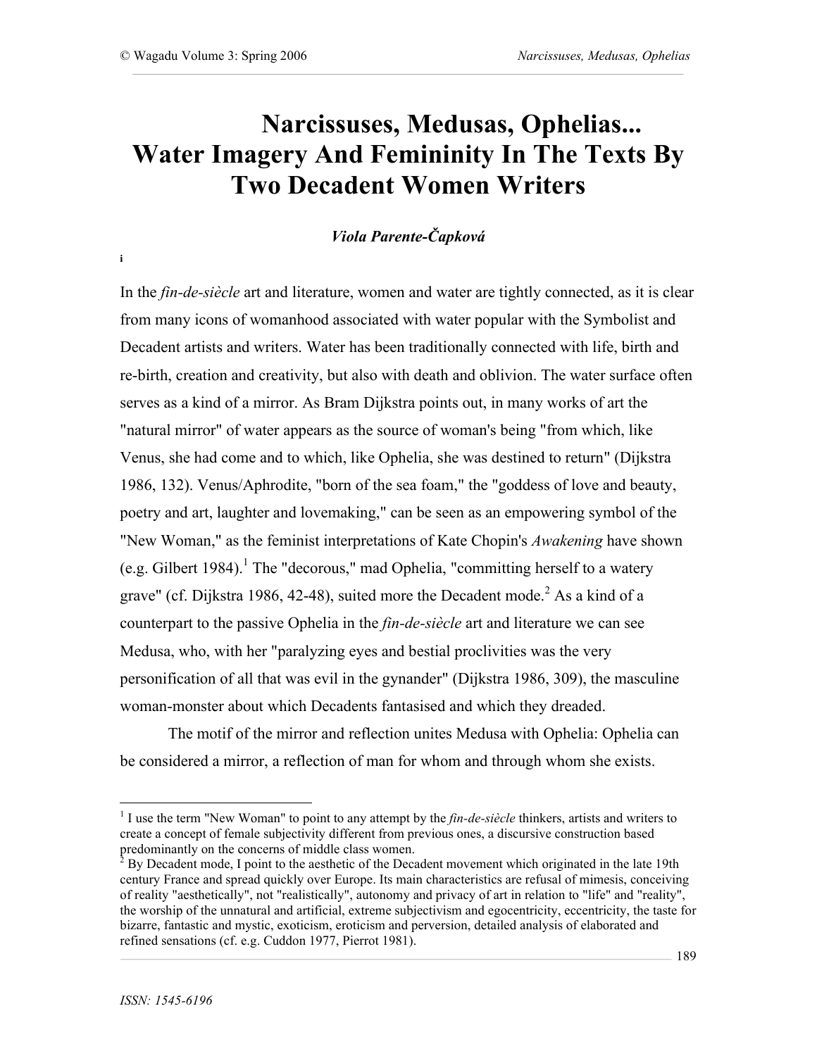# Narcissuses, Medusas, Ophelias... Water Imagery And Femininity In The Texts By Two Decadent Women Writers

***Viola Parente-Čapková***

i

In the *fin-de-siècle* art and literature, women and water are tightly connected, as it is clear from many icons of womanhood associated with water popular with the Symbolist and Decadent artists and writers. Water has been traditionally connected with life, birth and re-birth, creation and creativity, but also with death and oblivion. The water surface often serves as a kind of a mirror. As Bram Dijkstra points out, in many works of art the "natural mirror" of water appears as the source of woman's being "from which, like Venus, she had come and to which, like Ophelia, she was destined to return" (Dijkstra 1986, 132). Venus/Aphrodite, "born of the sea foam," the "goddess of love and beauty, poetry and art, laughter and lovemaking," can be seen as an empowering symbol of the "New Woman," as the feminist interpretations of Kate Chopin's *Awakening* have shown (e.g. Gilbert 1984).[1] The "decorous," mad Ophelia, "committing herself to a watery grave" (cf. Dijkstra 1986, 42-48), suited more the Decadent mode.[2] As a kind of a counterpart to the passive Ophelia in the *fin-de-siècle* art and literature we can see Medusa, who, with her "paralyzing eyes and bestial proclivities was the very personification of all that was evil in the gynander" (Dijkstra 1986, 309), the masculine woman-monster about which Decadents fantasised and which they dreaded.

The motif of the mirror and reflection unites Medusa with Ophelia: Ophelia can be considered a mirror, a reflection of man for whom and through whom she exists.

[1] I use the term "New Woman" to point to any attempt by the *fin-de-siècle* thinkers, artists and writers to create a concept of female subjectivity different from previous ones, a discursive construction based predominantly on the concerns of middle class women.

[2] By Decadent mode, I point to the aesthetic of the Decadent movement which originated in the late 19th century France and spread quickly over Europe. Its main characteristics are refusal of mimesis, conceiving of reality "aesthetically", not "realistically", autonomy and privacy of art in relation to "life" and "reality", the worship of the unnatural and artificial, extreme subjectivism and egocentricity, eccentricity, the taste for bizarre, fantastic and mystic, exoticism, eroticism and perversion, detailed analysis of elaborated and refined sensations (cf. e.g. Cuddon 1977, Pierrot 1981).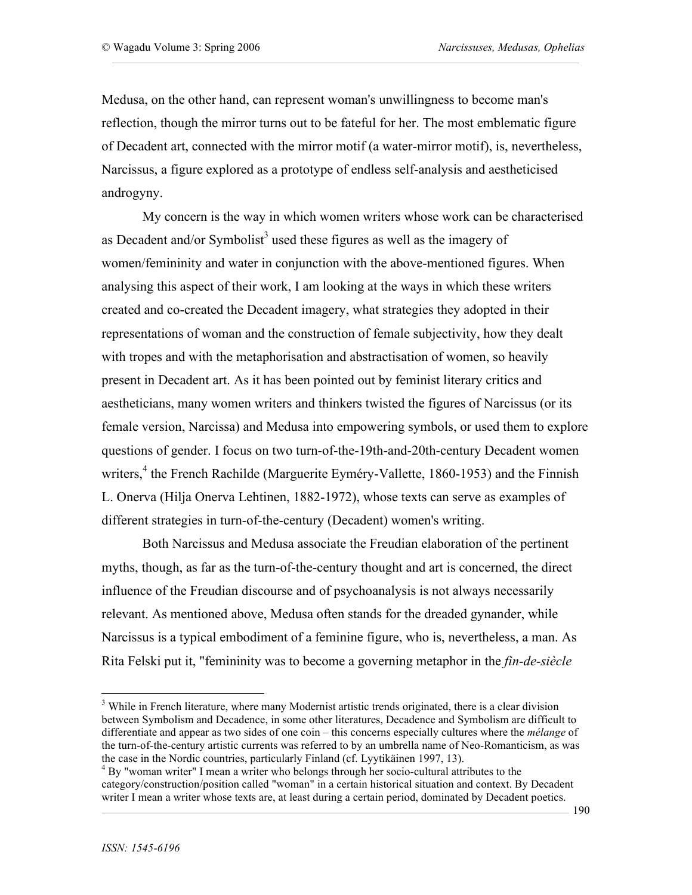Medusa, on the other hand, can represent woman's unwillingness to become man's reflection, though the mirror turns out to be fateful for her. The most emblematic figure of Decadent art, connected with the mirror motif (a water-mirror motif), is, nevertheless, Narcissus, a figure explored as a prototype of endless self-analysis and aestheticised androgyny.

My concern is the way in which women writers whose work can be characterised as Decadent and/or Symbolist[3] used these figures as well as the imagery of women/femininity and water in conjunction with the above-mentioned figures. When analysing this aspect of their work, I am looking at the ways in which these writers created and co-created the Decadent imagery, what strategies they adopted in their representations of woman and the construction of female subjectivity, how they dealt with tropes and with the metaphorisation and abstractisation of women, so heavily present in Decadent art. As it has been pointed out by feminist literary critics and aestheticians, many women writers and thinkers twisted the figures of Narcissus (or its female version, Narcissa) and Medusa into empowering symbols, or used them to explore questions of gender. I focus on two turn-of-the-19th-and-20th-century Decadent women writers,[4] the French Rachilde (Marguerite Eyméry-Vallette, 1860-1953) and the Finnish L. Onerva (Hilja Onerva Lehtinen, 1882-1972), whose texts can serve as examples of different strategies in turn-of-the-century (Decadent) women's writing.

Both Narcissus and Medusa associate the Freudian elaboration of the pertinent myths, though, as far as the turn-of-the-century thought and art is concerned, the direct influence of the Freudian discourse and of psychoanalysis is not always necessarily relevant. As mentioned above, Medusa often stands for the dreaded gynander, while Narcissus is a typical embodiment of a feminine figure, who is, nevertheless, a man. As Rita Felski put it, "femininity was to become a governing metaphor in the *fin-de-siècle*

---

[3] While in French literature, where many Modernist artistic trends originated, there is a clear division between Symbolism and Decadence, in some other literatures, Decadence and Symbolism are difficult to differentiate and appear as two sides of one coin – this concerns especially cultures where the *mélange* of the turn-of-the-century artistic currents was referred to by an umbrella name of Neo-Romanticism, as was the case in the Nordic countries, particularly Finland (cf. Lyytikäinen 1997, 13).

[4] By "woman writer" I mean a writer who belongs through her socio-cultural attributes to the category/construction/position called "woman" in a certain historical situation and context. By Decadent writer I mean a writer whose texts are, at least during a certain period, dominated by Decadent poetics.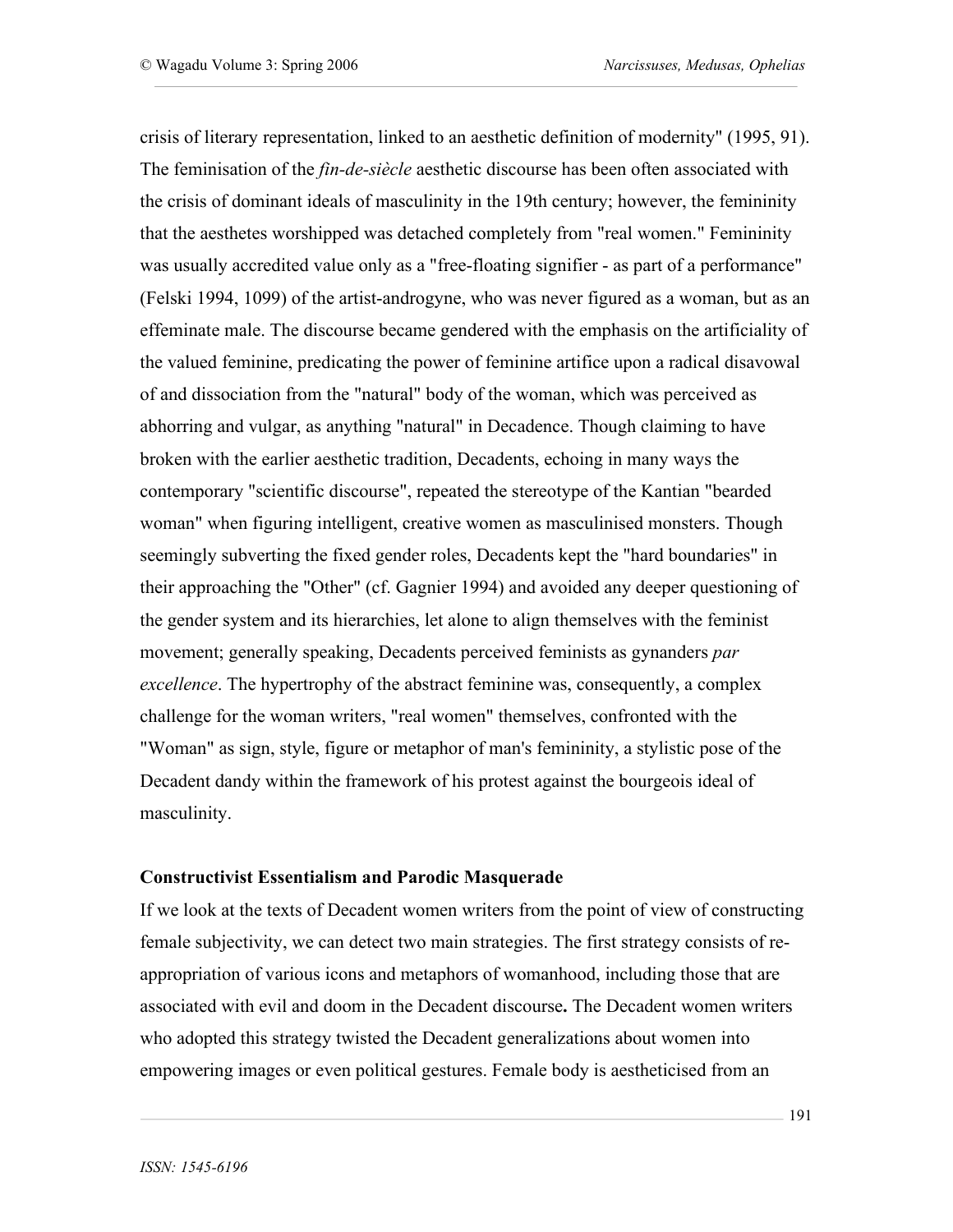crisis of literary representation, linked to an aesthetic definition of modernity" (1995, 91). The feminisation of the *fin-de-siècle* aesthetic discourse has been often associated with the crisis of dominant ideals of masculinity in the 19th century; however, the femininity that the aesthetes worshipped was detached completely from "real women." Femininity was usually accredited value only as a "free-floating signifier - as part of a performance" (Felski 1994, 1099) of the artist-androgyne, who was never figured as a woman, but as an effeminate male. The discourse became gendered with the emphasis on the artificiality of the valued feminine, predicating the power of feminine artifice upon a radical disavowal of and dissociation from the "natural" body of the woman, which was perceived as abhorring and vulgar, as anything "natural" in Decadence. Though claiming to have broken with the earlier aesthetic tradition, Decadents, echoing in many ways the contemporary "scientific discourse", repeated the stereotype of the Kantian "bearded woman" when figuring intelligent, creative women as masculinised monsters. Though seemingly subverting the fixed gender roles, Decadents kept the "hard boundaries" in their approaching the "Other" (cf. Gagnier 1994) and avoided any deeper questioning of the gender system and its hierarchies, let alone to align themselves with the feminist movement; generally speaking, Decadents perceived feminists as gynanders *par excellence*. The hypertrophy of the abstract feminine was, consequently, a complex challenge for the woman writers, "real women" themselves, confronted with the "Woman" as sign, style, figure or metaphor of man's femininity, a stylistic pose of the Decadent dandy within the framework of his protest against the bourgeois ideal of masculinity.

**Constructivist Essentialism and Parodic Masquerade**

If we look at the texts of Decadent women writers from the point of view of constructing female subjectivity, we can detect two main strategies. The first strategy consists of re-appropriation of various icons and metaphors of womanhood, including those that are associated with evil and doom in the Decadent discourse**.** The Decadent women writers who adopted this strategy twisted the Decadent generalizations about women into empowering images or even political gestures. Female body is aestheticised from an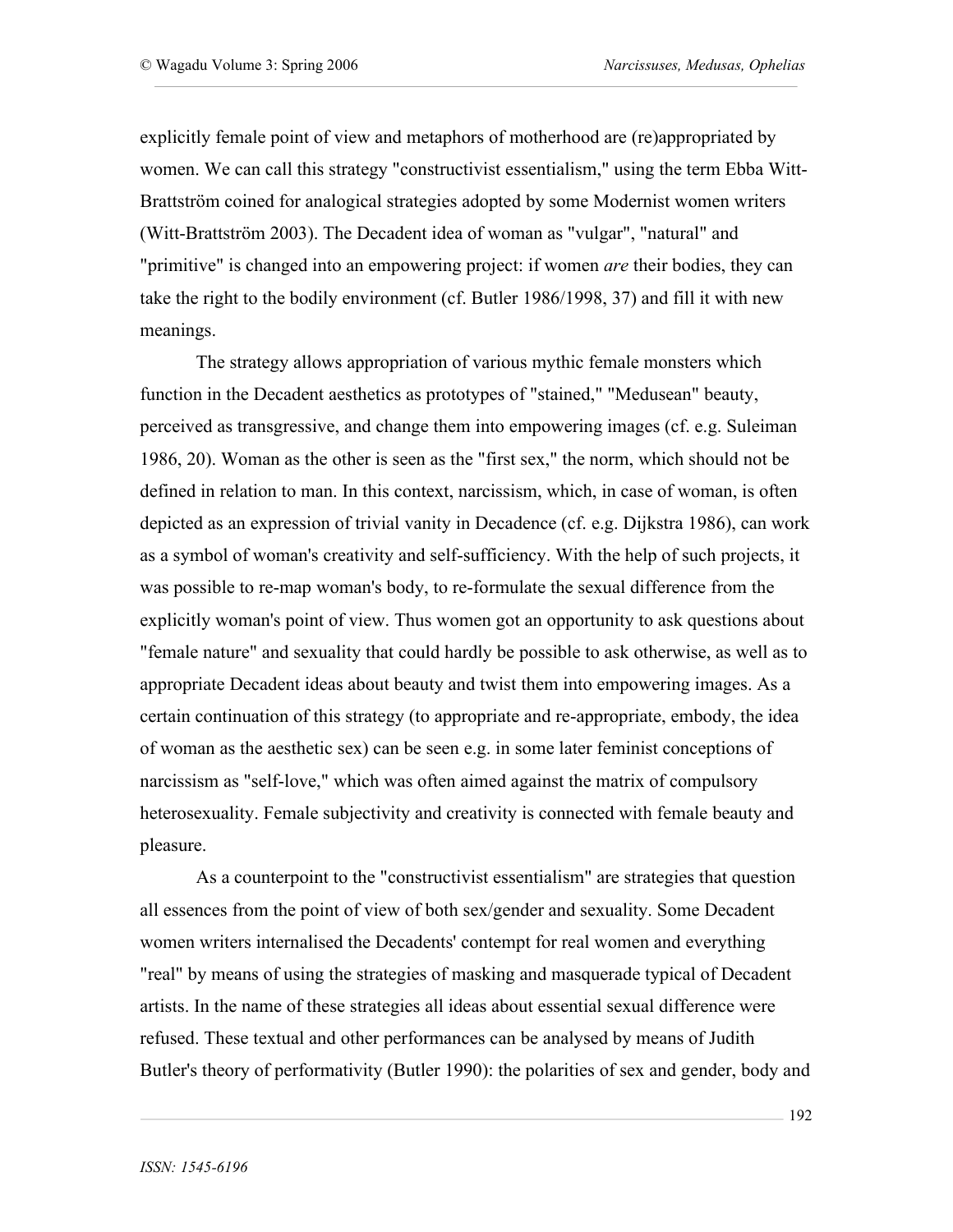explicitly female point of view and metaphors of motherhood are (re)appropriated by women. We can call this strategy "constructivist essentialism," using the term Ebba Witt-Brattström coined for analogical strategies adopted by some Modernist women writers (Witt-Brattström 2003). The Decadent idea of woman as "vulgar", "natural" and "primitive" is changed into an empowering project: if women *are* their bodies, they can take the right to the bodily environment (cf. Butler 1986/1998, 37) and fill it with new meanings.

The strategy allows appropriation of various mythic female monsters which function in the Decadent aesthetics as prototypes of "stained," "Medusean" beauty, perceived as transgressive, and change them into empowering images (cf. e.g. Suleiman 1986, 20). Woman as the other is seen as the "first sex," the norm, which should not be defined in relation to man. In this context, narcissism, which, in case of woman, is often depicted as an expression of trivial vanity in Decadence (cf. e.g. Dijkstra 1986), can work as a symbol of woman's creativity and self-sufficiency. With the help of such projects, it was possible to re-map woman's body, to re-formulate the sexual difference from the explicitly woman's point of view. Thus women got an opportunity to ask questions about "female nature" and sexuality that could hardly be possible to ask otherwise, as well as to appropriate Decadent ideas about beauty and twist them into empowering images. As a certain continuation of this strategy (to appropriate and re-appropriate, embody, the idea of woman as the aesthetic sex) can be seen e.g. in some later feminist conceptions of narcissism as "self-love," which was often aimed against the matrix of compulsory heterosexuality. Female subjectivity and creativity is connected with female beauty and pleasure.

As a counterpoint to the "constructivist essentialism" are strategies that question all essences from the point of view of both sex/gender and sexuality. Some Decadent women writers internalised the Decadents' contempt for real women and everything "real" by means of using the strategies of masking and masquerade typical of Decadent artists. In the name of these strategies all ideas about essential sexual difference were refused. These textual and other performances can be analysed by means of Judith Butler's theory of performativity (Butler 1990): the polarities of sex and gender, body and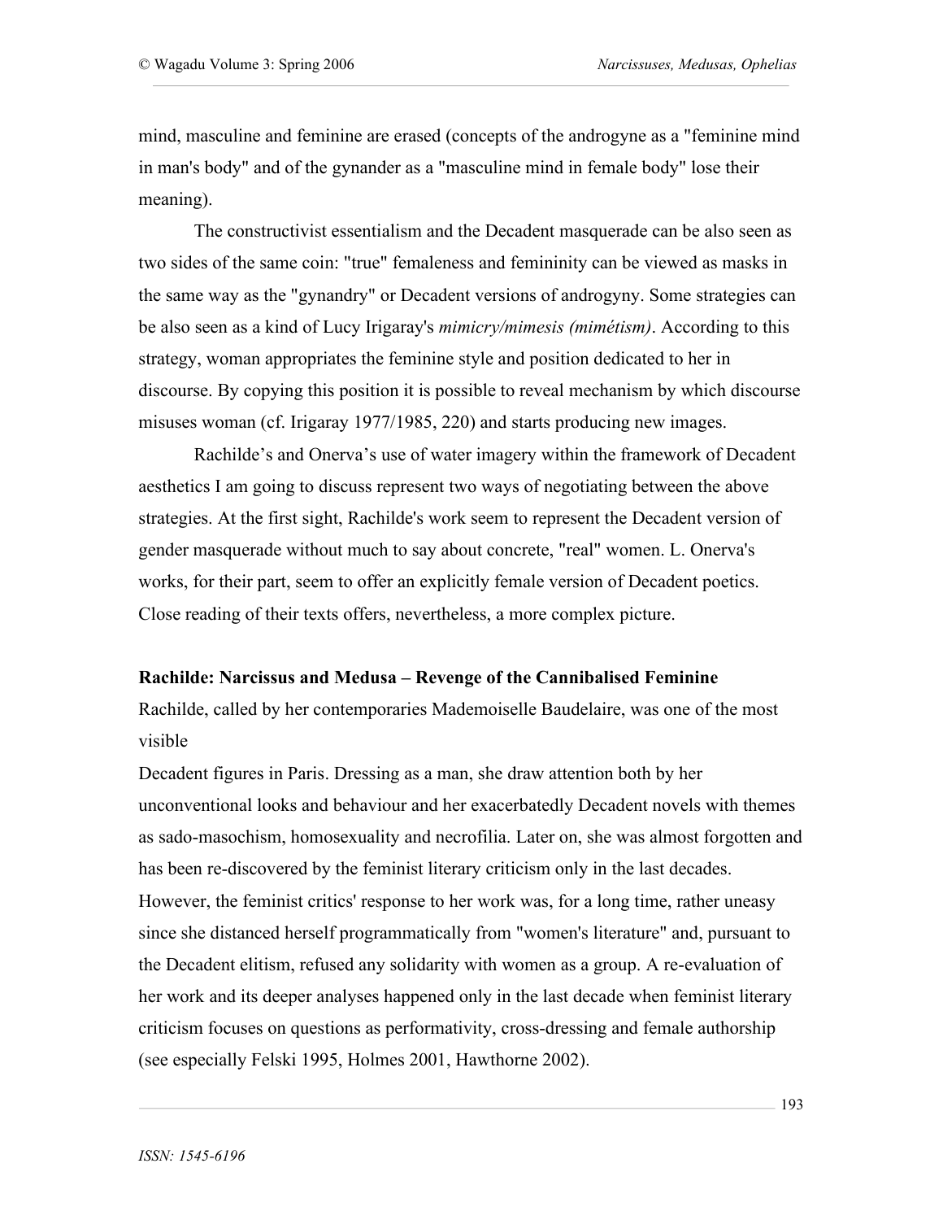mind, masculine and feminine are erased (concepts of the androgyne as a "feminine mind in man's body" and of the gynander as a "masculine mind in female body" lose their meaning).

The constructivist essentialism and the Decadent masquerade can be also seen as two sides of the same coin: "true" femaleness and femininity can be viewed as masks in the same way as the "gynandry" or Decadent versions of androgyny. Some strategies can be also seen as a kind of Lucy Irigaray's *mimicry/mimesis (mimétism)*. According to this strategy, woman appropriates the feminine style and position dedicated to her in discourse. By copying this position it is possible to reveal mechanism by which discourse misuses woman (cf. Irigaray 1977/1985, 220) and starts producing new images.

Rachilde's and Onerva's use of water imagery within the framework of Decadent aesthetics I am going to discuss represent two ways of negotiating between the above strategies. At the first sight, Rachilde's work seem to represent the Decadent version of gender masquerade without much to say about concrete, "real" women. L. Onerva's works, for their part, seem to offer an explicitly female version of Decadent poetics. Close reading of their texts offers, nevertheless, a more complex picture.

**Rachilde: Narcissus and Medusa – Revenge of the Cannibalised Feminine**

Rachilde, called by her contemporaries Mademoiselle Baudelaire, was one of the most visible Decadent figures in Paris. Dressing as a man, she draw attention both by her unconventional looks and behaviour and her exacerbatedly Decadent novels with themes as sado-masochism, homosexuality and necrofilia. Later on, she was almost forgotten and has been re-discovered by the feminist literary criticism only in the last decades. However, the feminist critics' response to her work was, for a long time, rather uneasy since she distanced herself programmatically from "women's literature" and, pursuant to the Decadent elitism, refused any solidarity with women as a group. A re-evaluation of her work and its deeper analyses happened only in the last decade when feminist literary criticism focuses on questions as performativity, cross-dressing and female authorship (see especially Felski 1995, Holmes 2001, Hawthorne 2002).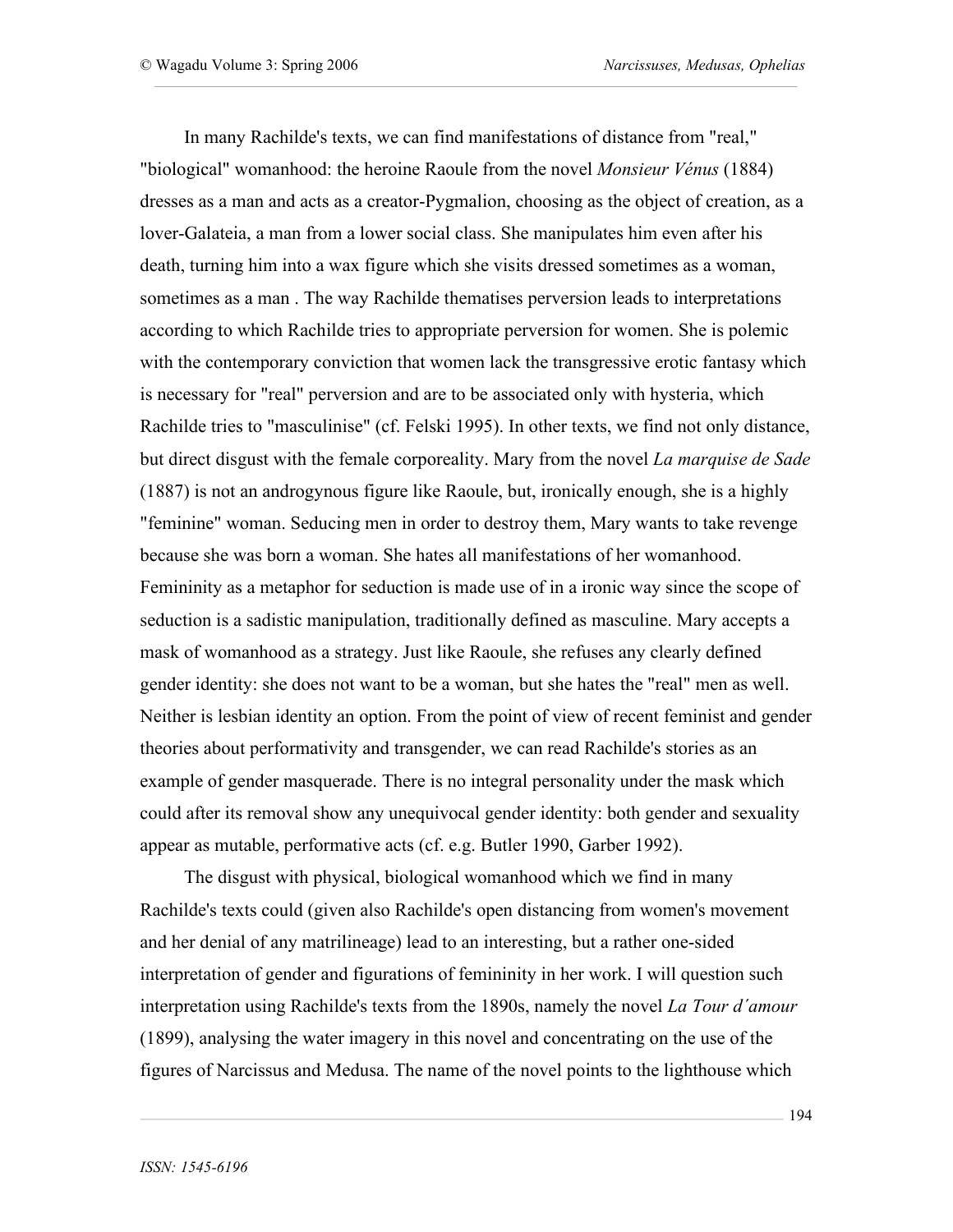In many Rachilde's texts, we can find manifestations of distance from "real," "biological" womanhood: the heroine Raoule from the novel *Monsieur Vénus* (1884) dresses as a man and acts as a creator-Pygmalion, choosing as the object of creation, as a lover-Galateia, a man from a lower social class. She manipulates him even after his death, turning him into a wax figure which she visits dressed sometimes as a woman, sometimes as a man . The way Rachilde thematises perversion leads to interpretations according to which Rachilde tries to appropriate perversion for women. She is polemic with the contemporary conviction that women lack the transgressive erotic fantasy which is necessary for "real" perversion and are to be associated only with hysteria, which Rachilde tries to "masculinise" (cf. Felski 1995). In other texts, we find not only distance, but direct disgust with the female corporeality. Mary from the novel *La marquise de Sade* (1887) is not an androgynous figure like Raoule, but, ironically enough, she is a highly "feminine" woman. Seducing men in order to destroy them, Mary wants to take revenge because she was born a woman. She hates all manifestations of her womanhood. Femininity as a metaphor for seduction is made use of in a ironic way since the scope of seduction is a sadistic manipulation, traditionally defined as masculine. Mary accepts a mask of womanhood as a strategy. Just like Raoule, she refuses any clearly defined gender identity: she does not want to be a woman, but she hates the "real" men as well. Neither is lesbian identity an option. From the point of view of recent feminist and gender theories about performativity and transgender, we can read Rachilde's stories as an example of gender masquerade. There is no integral personality under the mask which could after its removal show any unequivocal gender identity: both gender and sexuality appear as mutable, performative acts (cf. e.g. Butler 1990, Garber 1992).

The disgust with physical, biological womanhood which we find in many Rachilde's texts could (given also Rachilde's open distancing from women's movement and her denial of any matrilineage) lead to an interesting, but a rather one-sided interpretation of gender and figurations of femininity in her work. I will question such interpretation using Rachilde's texts from the 1890s, namely the novel *La Tour d´amour* (1899), analysing the water imagery in this novel and concentrating on the use of the figures of Narcissus and Medusa. The name of the novel points to the lighthouse which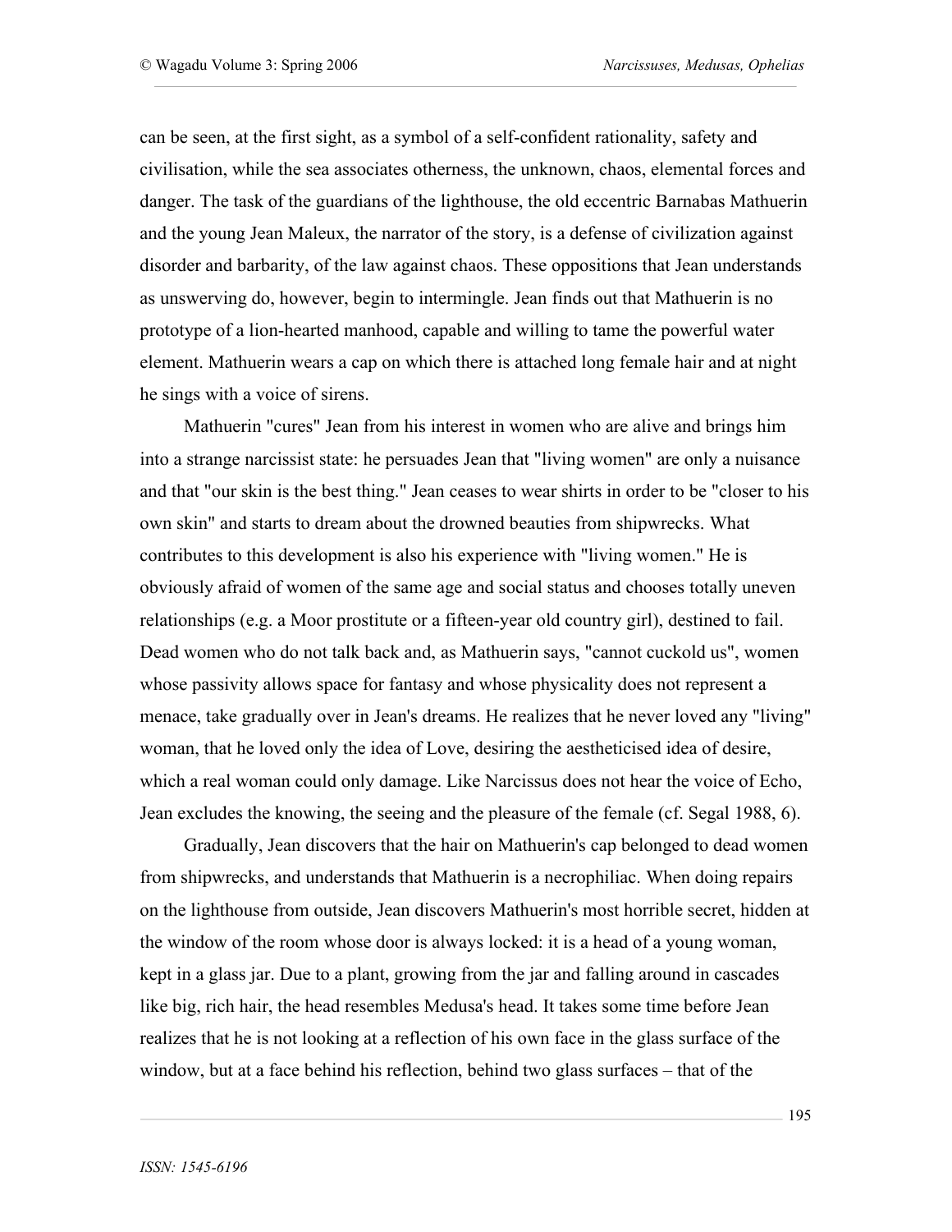can be seen, at the first sight, as a symbol of a self-confident rationality, safety and civilisation, while the sea associates otherness, the unknown, chaos, elemental forces and danger. The task of the guardians of the lighthouse, the old eccentric Barnabas Mathuerin and the young Jean Maleux, the narrator of the story, is a defense of civilization against disorder and barbarity, of the law against chaos. These oppositions that Jean understands as unswerving do, however, begin to intermingle. Jean finds out that Mathuerin is no prototype of a lion-hearted manhood, capable and willing to tame the powerful water element. Mathuerin wears a cap on which there is attached long female hair and at night he sings with a voice of sirens.

Mathuerin "cures" Jean from his interest in women who are alive and brings him into a strange narcissist state: he persuades Jean that "living women" are only a nuisance and that "our skin is the best thing." Jean ceases to wear shirts in order to be "closer to his own skin" and starts to dream about the drowned beauties from shipwrecks. What contributes to this development is also his experience with "living women." He is obviously afraid of women of the same age and social status and chooses totally uneven relationships (e.g. a Moor prostitute or a fifteen-year old country girl), destined to fail. Dead women who do not talk back and, as Mathuerin says, "cannot cuckold us", women whose passivity allows space for fantasy and whose physicality does not represent a menace, take gradually over in Jean's dreams. He realizes that he never loved any "living" woman, that he loved only the idea of Love, desiring the aestheticised idea of desire, which a real woman could only damage. Like Narcissus does not hear the voice of Echo, Jean excludes the knowing, the seeing and the pleasure of the female (cf. Segal 1988, 6).

Gradually, Jean discovers that the hair on Mathuerin's cap belonged to dead women from shipwrecks, and understands that Mathuerin is a necrophiliac. When doing repairs on the lighthouse from outside, Jean discovers Mathuerin's most horrible secret, hidden at the window of the room whose door is always locked: it is a head of a young woman, kept in a glass jar. Due to a plant, growing from the jar and falling around in cascades like big, rich hair, the head resembles Medusa's head. It takes some time before Jean realizes that he is not looking at a reflection of his own face in the glass surface of the window, but at a face behind his reflection, behind two glass surfaces – that of the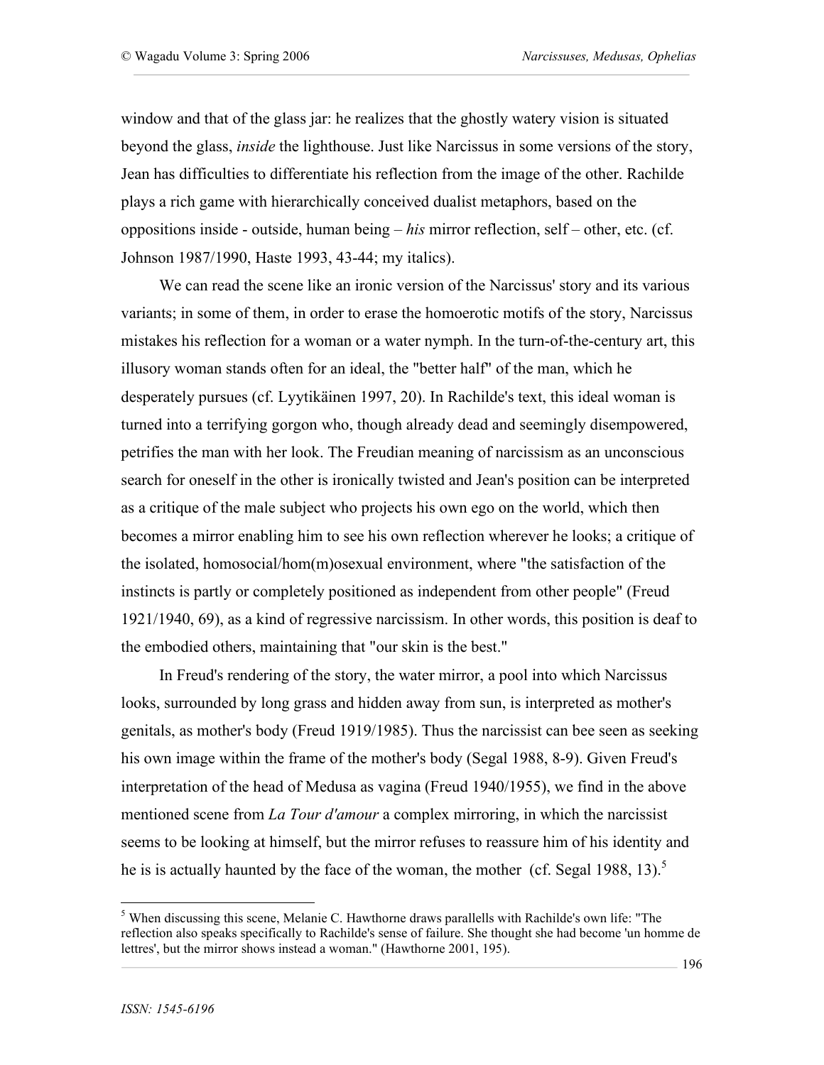window and that of the glass jar: he realizes that the ghostly watery vision is situated beyond the glass, *inside* the lighthouse. Just like Narcissus in some versions of the story, Jean has difficulties to differentiate his reflection from the image of the other. Rachilde plays a rich game with hierarchically conceived dualist metaphors, based on the oppositions inside - outside, human being – *his* mirror reflection, self – other, etc. (cf. Johnson 1987/1990, Haste 1993, 43-44; my italics).

We can read the scene like an ironic version of the Narcissus' story and its various variants; in some of them, in order to erase the homoerotic motifs of the story, Narcissus mistakes his reflection for a woman or a water nymph. In the turn-of-the-century art, this illusory woman stands often for an ideal, the "better half" of the man, which he desperately pursues (cf. Lyytikäinen 1997, 20). In Rachilde's text, this ideal woman is turned into a terrifying gorgon who, though already dead and seemingly disempowered, petrifies the man with her look. The Freudian meaning of narcissism as an unconscious search for oneself in the other is ironically twisted and Jean's position can be interpreted as a critique of the male subject who projects his own ego on the world, which then becomes a mirror enabling him to see his own reflection wherever he looks; a critique of the isolated, homosocial/hom(m)osexual environment, where "the satisfaction of the instincts is partly or completely positioned as independent from other people" (Freud 1921/1940, 69), as a kind of regressive narcissism. In other words, this position is deaf to the embodied others, maintaining that "our skin is the best."

In Freud's rendering of the story, the water mirror, a pool into which Narcissus looks, surrounded by long grass and hidden away from sun, is interpreted as mother's genitals, as mother's body (Freud 1919/1985). Thus the narcissist can bee seen as seeking his own image within the frame of the mother's body (Segal 1988, 8-9). Given Freud's interpretation of the head of Medusa as vagina (Freud 1940/1955), we find in the above mentioned scene from *La Tour d'amour* a complex mirroring, in which the narcissist seems to be looking at himself, but the mirror refuses to reassure him of his identity and he is is actually haunted by the face of the woman, the mother (cf. Segal 1988, 13).[5]

[5] When discussing this scene, Melanie C. Hawthorne draws parallells with Rachilde's own life: "The reflection also speaks specifically to Rachilde's sense of failure. She thought she had become 'un homme de lettres', but the mirror shows instead a woman." (Hawthorne 2001, 195).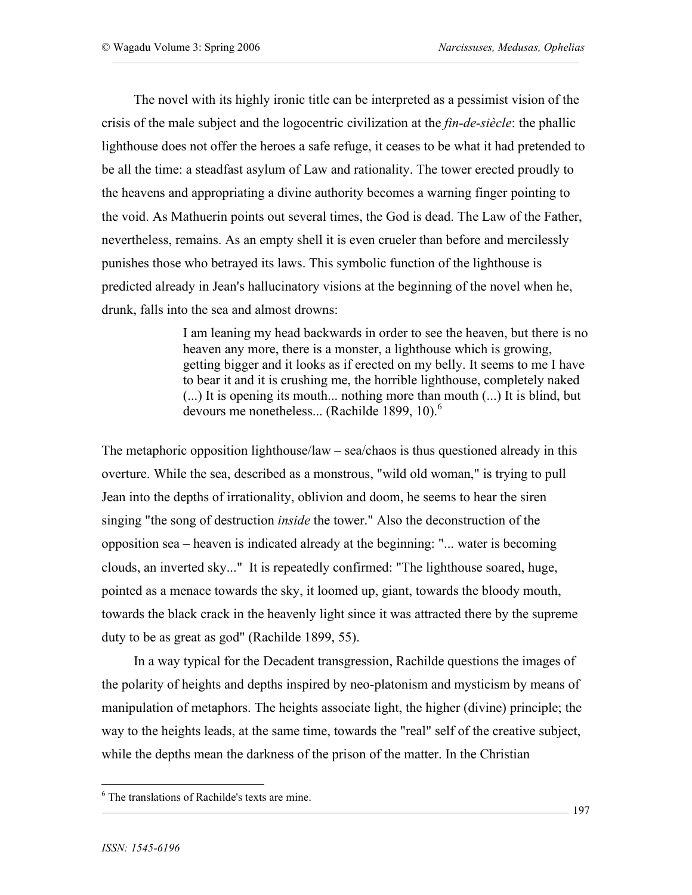The novel with its highly ironic title can be interpreted as a pessimist vision of the crisis of the male subject and the logocentric civilization at the *fin-de-siècle*: the phallic lighthouse does not offer the heroes a safe refuge, it ceases to be what it had pretended to be all the time: a steadfast asylum of Law and rationality. The tower erected proudly to the heavens and appropriating a divine authority becomes a warning finger pointing to the void. As Mathuerin points out several times, the God is dead. The Law of the Father, nevertheless, remains. As an empty shell it is even crueler than before and mercilessly punishes those who betrayed its laws. This symbolic function of the lighthouse is predicted already in Jean's hallucinatory visions at the beginning of the novel when he, drunk, falls into the sea and almost drowns:

> I am leaning my head backwards in order to see the heaven, but there is no heaven any more, there is a monster, a lighthouse which is growing, getting bigger and it looks as if erected on my belly. It seems to me I have to bear it and it is crushing me, the horrible lighthouse, completely naked (...) It is opening its mouth... nothing more than mouth (...) It is blind, but devours me nonetheless... (Rachilde 1899, 10).[6]

The metaphoric opposition lighthouse/law – sea/chaos is thus questioned already in this overture. While the sea, described as a monstrous, "wild old woman," is trying to pull Jean into the depths of irrationality, oblivion and doom, he seems to hear the siren singing "the song of destruction *inside* the tower." Also the deconstruction of the opposition sea – heaven is indicated already at the beginning: "... water is becoming clouds, an inverted sky..." It is repeatedly confirmed: "The lighthouse soared, huge, pointed as a menace towards the sky, it loomed up, giant, towards the bloody mouth, towards the black crack in the heavenly light since it was attracted there by the supreme duty to be as great as god" (Rachilde 1899, 55).

In a way typical for the Decadent transgression, Rachilde questions the images of the polarity of heights and depths inspired by neo-platonism and mysticism by means of manipulation of metaphors. The heights associate light, the higher (divine) principle; the way to the heights leads, at the same time, towards the "real" self of the creative subject, while the depths mean the darkness of the prison of the matter. In the Christian

[6] The translations of Rachilde's texts are mine.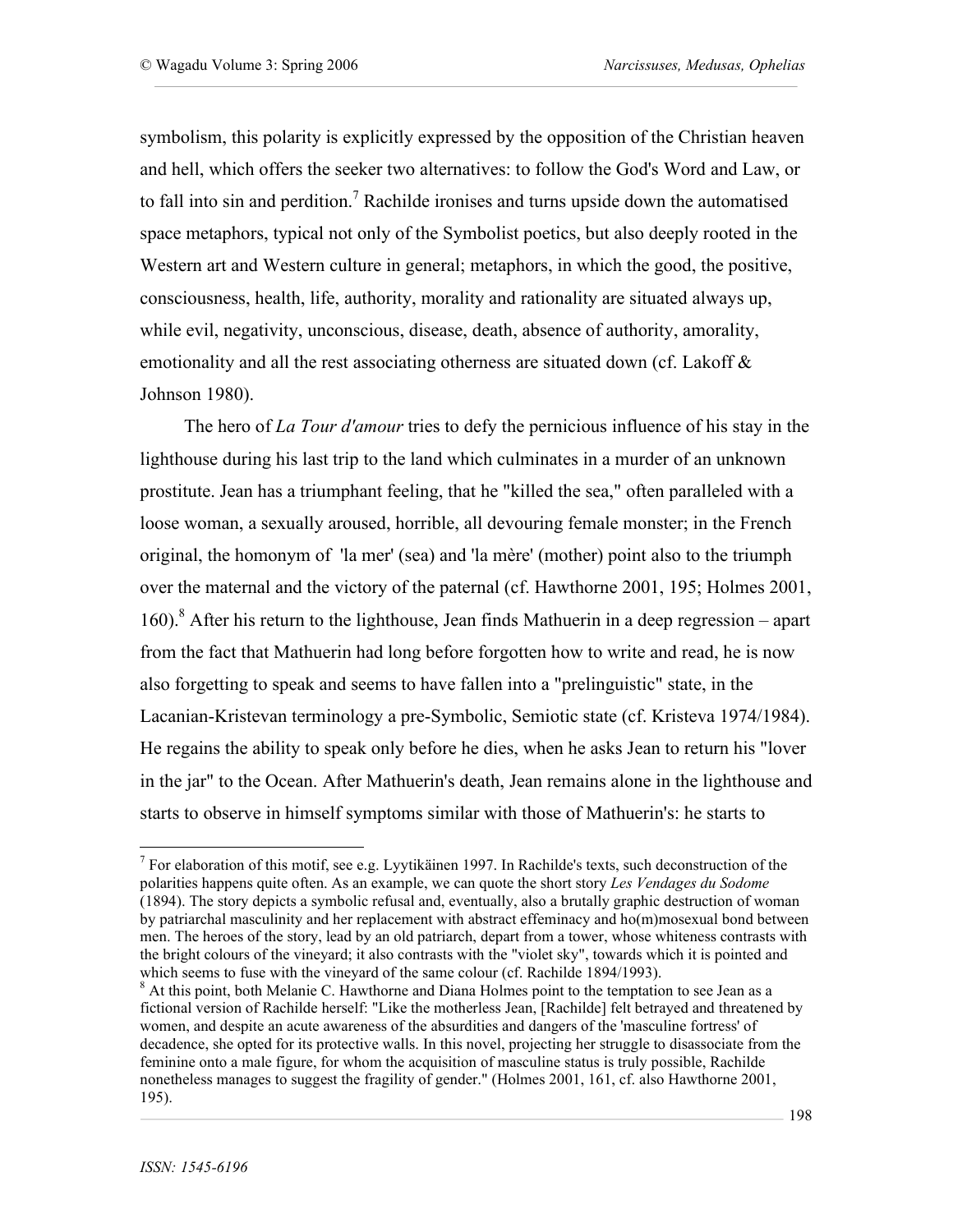symbolism, this polarity is explicitly expressed by the opposition of the Christian heaven and hell, which offers the seeker two alternatives: to follow the God's Word and Law, or to fall into sin and perdition.[7] Rachilde ironises and turns upside down the automatised space metaphors, typical not only of the Symbolist poetics, but also deeply rooted in the Western art and Western culture in general; metaphors, in which the good, the positive, consciousness, health, life, authority, morality and rationality are situated always up, while evil, negativity, unconscious, disease, death, absence of authority, amorality, emotionality and all the rest associating otherness are situated down (cf. Lakoff & Johnson 1980).

The hero of *La Tour d'amour* tries to defy the pernicious influence of his stay in the lighthouse during his last trip to the land which culminates in a murder of an unknown prostitute. Jean has a triumphant feeling, that he "killed the sea," often paralleled with a loose woman, a sexually aroused, horrible, all devouring female monster; in the French original, the homonym of 'la mer' (sea) and 'la mère' (mother) point also to the triumph over the maternal and the victory of the paternal (cf. Hawthorne 2001, 195; Holmes 2001, 160).[8] After his return to the lighthouse, Jean finds Mathuerin in a deep regression – apart from the fact that Mathuerin had long before forgotten how to write and read, he is now also forgetting to speak and seems to have fallen into a "prelinguistic" state, in the Lacanian-Kristevan terminology a pre-Symbolic, Semiotic state (cf. Kristeva 1974/1984). He regains the ability to speak only before he dies, when he asks Jean to return his "lover in the jar" to the Ocean. After Mathuerin's death, Jean remains alone in the lighthouse and starts to observe in himself symptoms similar with those of Mathuerin's: he starts to

---

[7] For elaboration of this motif, see e.g. Lyytikäinen 1997. In Rachilde's texts, such deconstruction of the polarities happens quite often. As an example, we can quote the short story *Les Vendages du Sodome* (1894). The story depicts a symbolic refusal and, eventually, also a brutally graphic destruction of woman by patriarchal masculinity and her replacement with abstract effeminacy and ho(m)mosexual bond between men. The heroes of the story, lead by an old patriarch, depart from a tower, whose whiteness contrasts with the bright colours of the vineyard; it also contrasts with the "violet sky", towards which it is pointed and which seems to fuse with the vineyard of the same colour (cf. Rachilde 1894/1993).

[8] At this point, both Melanie C. Hawthorne and Diana Holmes point to the temptation to see Jean as a fictional version of Rachilde herself: "Like the motherless Jean, [Rachilde] felt betrayed and threatened by women, and despite an acute awareness of the absurdities and dangers of the 'masculine fortress' of decadence, she opted for its protective walls. In this novel, projecting her struggle to disassociate from the feminine onto a male figure, for whom the acquisition of masculine status is truly possible, Rachilde nonetheless manages to suggest the fragility of gender." (Holmes 2001, 161, cf. also Hawthorne 2001, 195).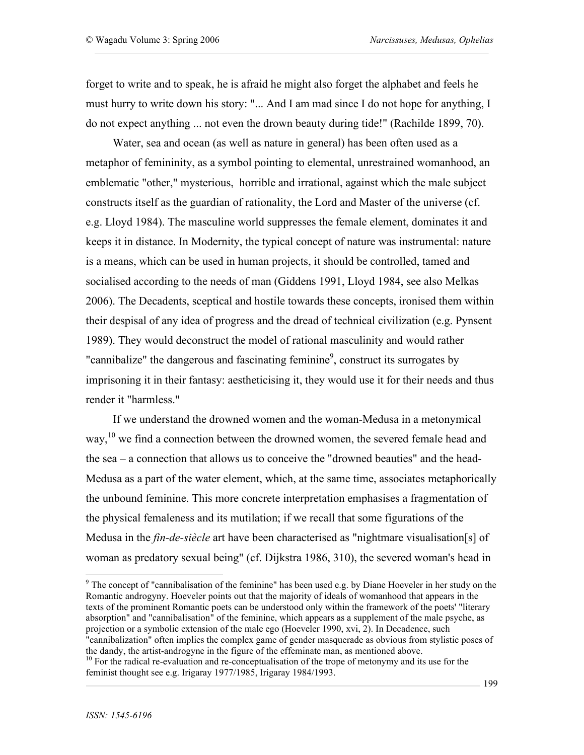forget to write and to speak, he is afraid he might also forget the alphabet and feels he must hurry to write down his story: "... And I am mad since I do not hope for anything, I do not expect anything ... not even the drown beauty during tide!" (Rachilde 1899, 70).

Water, sea and ocean (as well as nature in general) has been often used as a metaphor of femininity, as a symbol pointing to elemental, unrestrained womanhood, an emblematic "other," mysterious, horrible and irrational, against which the male subject constructs itself as the guardian of rationality, the Lord and Master of the universe (cf. e.g. Lloyd 1984). The masculine world suppresses the female element, dominates it and keeps it in distance. In Modernity, the typical concept of nature was instrumental: nature is a means, which can be used in human projects, it should be controlled, tamed and socialised according to the needs of man (Giddens 1991, Lloyd 1984, see also Melkas 2006). The Decadents, sceptical and hostile towards these concepts, ironised them within their despisal of any idea of progress and the dread of technical civilization (e.g. Pynsent 1989). They would deconstruct the model of rational masculinity and would rather "cannibalize" the dangerous and fascinating feminine[9], construct its surrogates by imprisoning it in their fantasy: aestheticising it, they would use it for their needs and thus render it "harmless."

If we understand the drowned women and the woman-Medusa in a metonymical way,[10] we find a connection between the drowned women, the severed female head and the sea – a connection that allows us to conceive the "drowned beauties" and the head-Medusa as a part of the water element, which, at the same time, associates metaphorically the unbound feminine. This more concrete interpretation emphasises a fragmentation of the physical femaleness and its mutilation; if we recall that some figurations of the Medusa in the *fin-de-siècle* art have been characterised as "nightmare visualisation[s] of woman as predatory sexual being" (cf. Dijkstra 1986, 310), the severed woman's head in

---

[9] The concept of "cannibalisation of the feminine" has been used e.g. by Diane Hoeveler in her study on the Romantic androgyny. Hoeveler points out that the majority of ideals of womanhood that appears in the texts of the prominent Romantic poets can be understood only within the framework of the poets' "literary absorption" and "cannibalisation" of the feminine, which appears as a supplement of the male psyche, as projection or a symbolic extension of the male ego (Hoeveler 1990, xvi, 2). In Decadence, such "cannibalization" often implies the complex game of gender masquerade as obvious from stylistic poses of the dandy, the artist-androgyne in the figure of the effeminate man, as mentioned above.

[10] For the radical re-evaluation and re-conceptualisation of the trope of metonymy and its use for the feminist thought see e.g. Irigaray 1977/1985, Irigaray 1984/1993.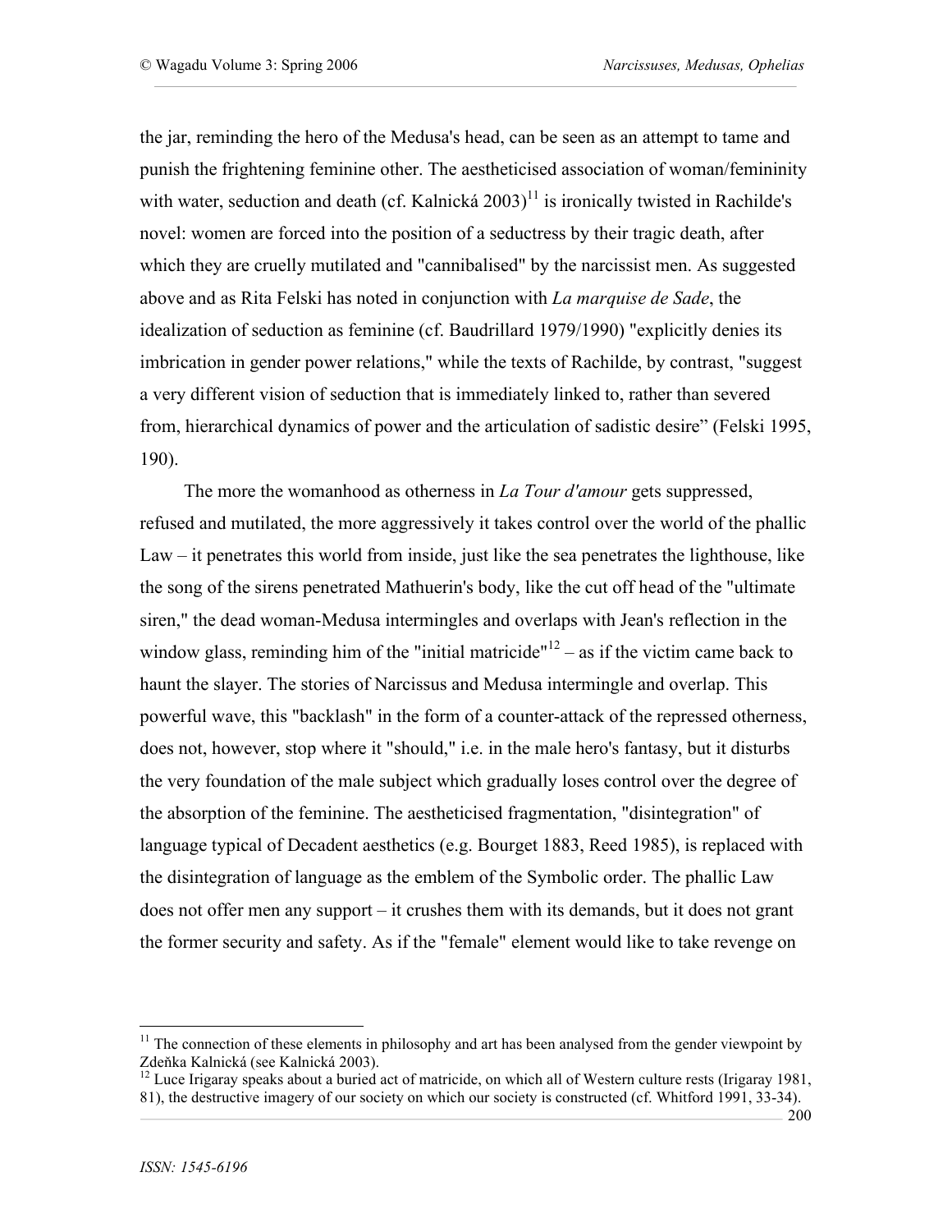the jar, reminding the hero of the Medusa's head, can be seen as an attempt to tame and punish the frightening feminine other. The aestheticised association of woman/femininity with water, seduction and death (cf. Kalnická 2003)[11] is ironically twisted in Rachilde's novel: women are forced into the position of a seductress by their tragic death, after which they are cruelly mutilated and "cannibalised" by the narcissist men. As suggested above and as Rita Felski has noted in conjunction with *La marquise de Sade*, the idealization of seduction as feminine (cf. Baudrillard 1979/1990) "explicitly denies its imbrication in gender power relations," while the texts of Rachilde, by contrast, "suggest a very different vision of seduction that is immediately linked to, rather than severed from, hierarchical dynamics of power and the articulation of sadistic desire" (Felski 1995, 190).

The more the womanhood as otherness in *La Tour d'amour* gets suppressed, refused and mutilated, the more aggressively it takes control over the world of the phallic Law – it penetrates this world from inside, just like the sea penetrates the lighthouse, like the song of the sirens penetrated Mathuerin's body, like the cut off head of the "ultimate siren," the dead woman-Medusa intermingles and overlaps with Jean's reflection in the window glass, reminding him of the "initial matricide"[12] – as if the victim came back to haunt the slayer. The stories of Narcissus and Medusa intermingle and overlap. This powerful wave, this "backlash" in the form of a counter-attack of the repressed otherness, does not, however, stop where it "should," i.e. in the male hero's fantasy, but it disturbs the very foundation of the male subject which gradually loses control over the degree of the absorption of the feminine. The aestheticised fragmentation, "disintegration" of language typical of Decadent aesthetics (e.g. Bourget 1883, Reed 1985), is replaced with the disintegration of language as the emblem of the Symbolic order. The phallic Law does not offer men any support – it crushes them with its demands, but it does not grant the former security and safety. As if the "female" element would like to take revenge on

[11] The connection of these elements in philosophy and art has been analysed from the gender viewpoint by Zdeňka Kalnická (see Kalnická 2003).

[12] Luce Irigaray speaks about a buried act of matricide, on which all of Western culture rests (Irigaray 1981, 81), the destructive imagery of our society on which our society is constructed (cf. Whitford 1991, 33-34).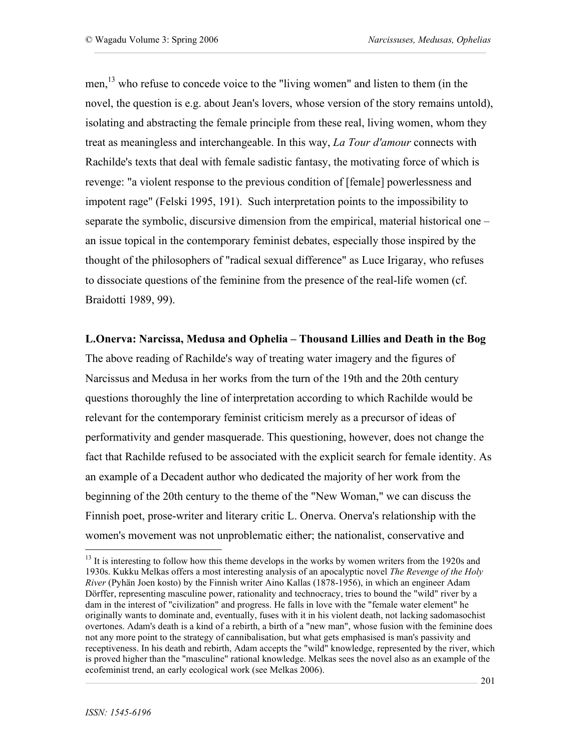men,[13] who refuse to concede voice to the "living women" and listen to them (in the novel, the question is e.g. about Jean's lovers, whose version of the story remains untold), isolating and abstracting the female principle from these real, living women, whom they treat as meaningless and interchangeable. In this way, *La Tour d'amour* connects with Rachilde's texts that deal with female sadistic fantasy, the motivating force of which is revenge: "a violent response to the previous condition of [female] powerlessness and impotent rage" (Felski 1995, 191). Such interpretation points to the impossibility to separate the symbolic, discursive dimension from the empirical, material historical one – an issue topical in the contemporary feminist debates, especially those inspired by the thought of the philosophers of "radical sexual difference" as Luce Irigaray, who refuses to dissociate questions of the feminine from the presence of the real-life women (cf. Braidotti 1989, 99).

**L.Onerva: Narcissa, Medusa and Ophelia – Thousand Lillies and Death in the Bog**

The above reading of Rachilde's way of treating water imagery and the figures of Narcissus and Medusa in her works from the turn of the 19th and the 20th century questions thoroughly the line of interpretation according to which Rachilde would be relevant for the contemporary feminist criticism merely as a precursor of ideas of performativity and gender masquerade. This questioning, however, does not change the fact that Rachilde refused to be associated with the explicit search for female identity. As an example of a Decadent author who dedicated the majority of her work from the beginning of the 20th century to the theme of the "New Woman," we can discuss the Finnish poet, prose-writer and literary critic L. Onerva. Onerva's relationship with the women's movement was not unproblematic either; the nationalist, conservative and

[13] It is interesting to follow how this theme develops in the works by women writers from the 1920s and 1930s. Kukku Melkas offers a most interesting analysis of an apocalyptic novel *The Revenge of the Holy River* (Pyhän Joen kosto) by the Finnish writer Aino Kallas (1878-1956), in which an engineer Adam Dörffer, representing masculine power, rationality and technocracy, tries to bound the "wild" river by a dam in the interest of "civilization" and progress. He falls in love with the "female water element" he originally wants to dominate and, eventually, fuses with it in his violent death, not lacking sadomasochist overtones. Adam's death is a kind of a rebirth, a birth of a "new man", whose fusion with the feminine does not any more point to the strategy of cannibalisation, but what gets emphasised is man's passivity and receptiveness. In his death and rebirth, Adam accepts the "wild" knowledge, represented by the river, which is proved higher than the "masculine" rational knowledge. Melkas sees the novel also as an example of the ecofeminist trend, an early ecological work (see Melkas 2006).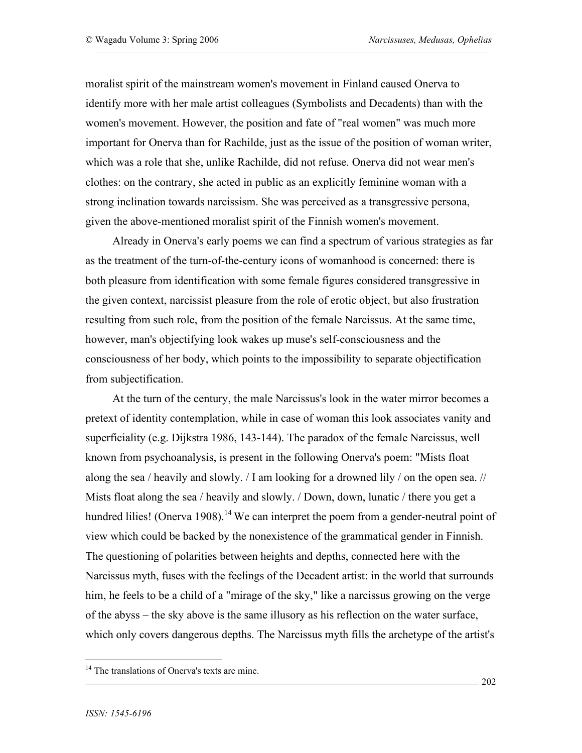moralist spirit of the mainstream women's movement in Finland caused Onerva to identify more with her male artist colleagues (Symbolists and Decadents) than with the women's movement. However, the position and fate of "real women" was much more important for Onerva than for Rachilde, just as the issue of the position of woman writer, which was a role that she, unlike Rachilde, did not refuse. Onerva did not wear men's clothes: on the contrary, she acted in public as an explicitly feminine woman with a strong inclination towards narcissism. She was perceived as a transgressive persona, given the above-mentioned moralist spirit of the Finnish women's movement.

Already in Onerva's early poems we can find a spectrum of various strategies as far as the treatment of the turn-of-the-century icons of womanhood is concerned: there is both pleasure from identification with some female figures considered transgressive in the given context, narcissist pleasure from the role of erotic object, but also frustration resulting from such role, from the position of the female Narcissus. At the same time, however, man's objectifying look wakes up muse's self-consciousness and the consciousness of her body, which points to the impossibility to separate objectification from subjectification.

At the turn of the century, the male Narcissus's look in the water mirror becomes a pretext of identity contemplation, while in case of woman this look associates vanity and superficiality (e.g. Dijkstra 1986, 143-144). The paradox of the female Narcissus, well known from psychoanalysis, is present in the following Onerva's poem: "Mists float along the sea / heavily and slowly. / I am looking for a drowned lily / on the open sea. // Mists float along the sea / heavily and slowly. / Down, down, lunatic / there you get a hundred lilies! (Onerva 1908).[14] We can interpret the poem from a gender-neutral point of view which could be backed by the nonexistence of the grammatical gender in Finnish. The questioning of polarities between heights and depths, connected here with the Narcissus myth, fuses with the feelings of the Decadent artist: in the world that surrounds him, he feels to be a child of a "mirage of the sky," like a narcissus growing on the verge of the abyss – the sky above is the same illusory as his reflection on the water surface, which only covers dangerous depths. The Narcissus myth fills the archetype of the artist's

[14] The translations of Onerva's texts are mine.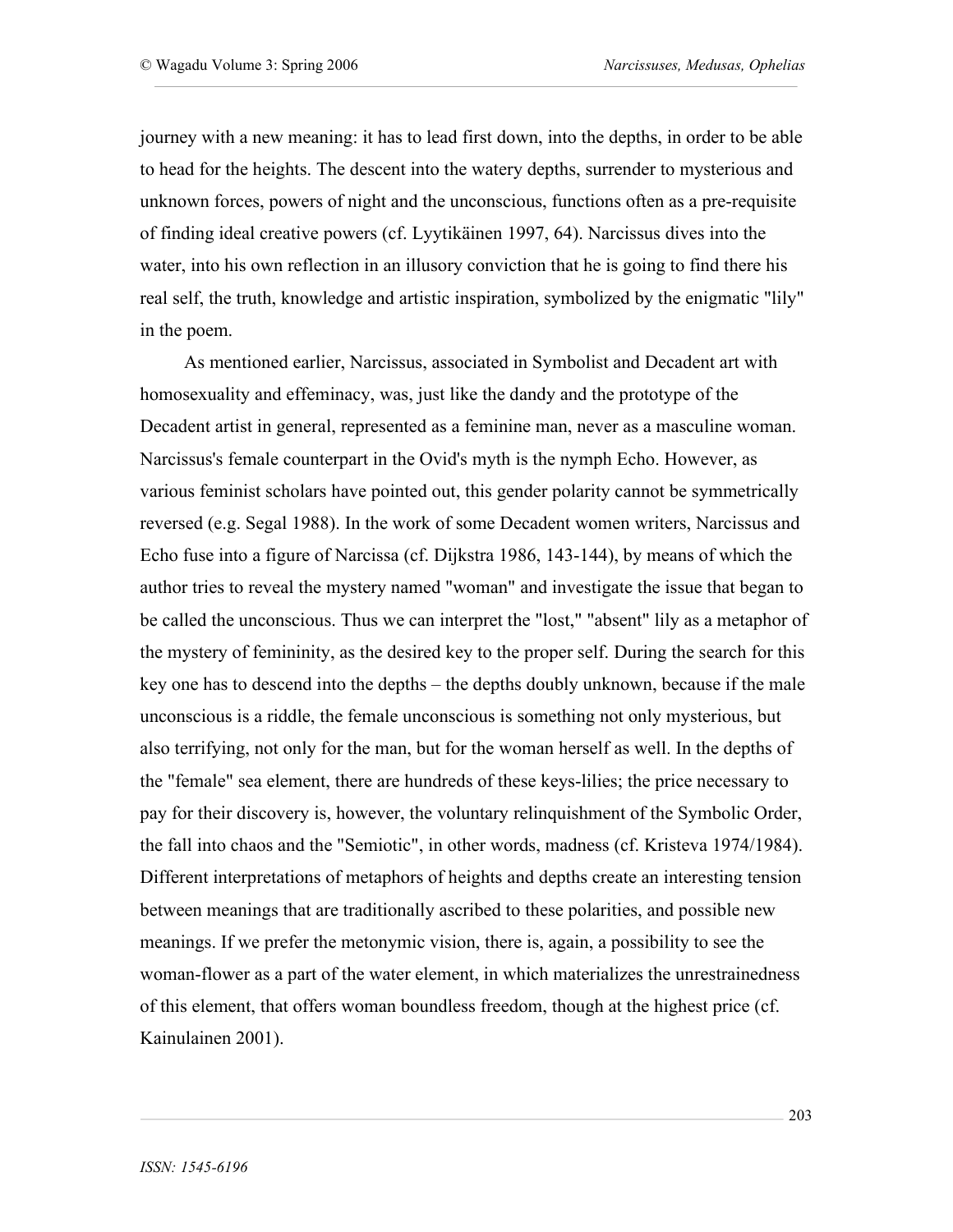journey with a new meaning: it has to lead first down, into the depths, in order to be able to head for the heights. The descent into the watery depths, surrender to mysterious and unknown forces, powers of night and the unconscious, functions often as a pre-requisite of finding ideal creative powers (cf. Lyytikäinen 1997, 64). Narcissus dives into the water, into his own reflection in an illusory conviction that he is going to find there his real self, the truth, knowledge and artistic inspiration, symbolized by the enigmatic "lily" in the poem.

As mentioned earlier, Narcissus, associated in Symbolist and Decadent art with homosexuality and effeminacy, was, just like the dandy and the prototype of the Decadent artist in general, represented as a feminine man, never as a masculine woman. Narcissus's female counterpart in the Ovid's myth is the nymph Echo. However, as various feminist scholars have pointed out, this gender polarity cannot be symmetrically reversed (e.g. Segal 1988). In the work of some Decadent women writers, Narcissus and Echo fuse into a figure of Narcissa (cf. Dijkstra 1986, 143-144), by means of which the author tries to reveal the mystery named "woman" and investigate the issue that began to be called the unconscious. Thus we can interpret the "lost," "absent" lily as a metaphor of the mystery of femininity, as the desired key to the proper self. During the search for this key one has to descend into the depths – the depths doubly unknown, because if the male unconscious is a riddle, the female unconscious is something not only mysterious, but also terrifying, not only for the man, but for the woman herself as well. In the depths of the "female" sea element, there are hundreds of these keys-lilies; the price necessary to pay for their discovery is, however, the voluntary relinquishment of the Symbolic Order, the fall into chaos and the "Semiotic", in other words, madness (cf. Kristeva 1974/1984). Different interpretations of metaphors of heights and depths create an interesting tension between meanings that are traditionally ascribed to these polarities, and possible new meanings. If we prefer the metonymic vision, there is, again, a possibility to see the woman-flower as a part of the water element, in which materializes the unrestrainedness of this element, that offers woman boundless freedom, though at the highest price (cf. Kainulainen 2001).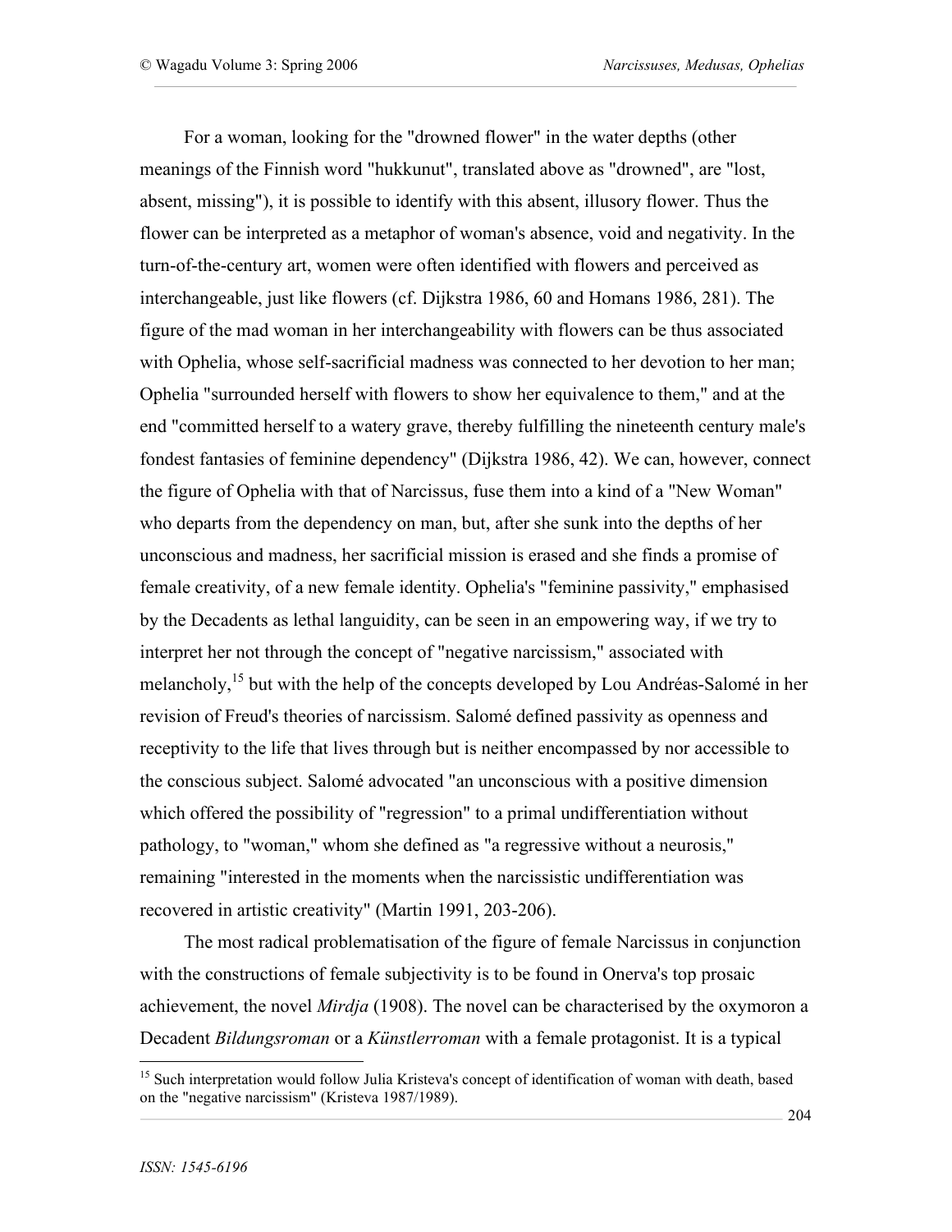For a woman, looking for the "drowned flower" in the water depths (other meanings of the Finnish word "hukkunut", translated above as "drowned", are "lost, absent, missing"), it is possible to identify with this absent, illusory flower. Thus the flower can be interpreted as a metaphor of woman's absence, void and negativity. In the turn-of-the-century art, women were often identified with flowers and perceived as interchangeable, just like flowers (cf. Dijkstra 1986, 60 and Homans 1986, 281). The figure of the mad woman in her interchangeability with flowers can be thus associated with Ophelia, whose self-sacrificial madness was connected to her devotion to her man; Ophelia "surrounded herself with flowers to show her equivalence to them," and at the end "committed herself to a watery grave, thereby fulfilling the nineteenth century male's fondest fantasies of feminine dependency" (Dijkstra 1986, 42). We can, however, connect the figure of Ophelia with that of Narcissus, fuse them into a kind of a "New Woman" who departs from the dependency on man, but, after she sunk into the depths of her unconscious and madness, her sacrificial mission is erased and she finds a promise of female creativity, of a new female identity. Ophelia's "feminine passivity," emphasised by the Decadents as lethal languidity, can be seen in an empowering way, if we try to interpret her not through the concept of "negative narcissism," associated with melancholy,[15] but with the help of the concepts developed by Lou Andréas-Salomé in her revision of Freud's theories of narcissism. Salomé defined passivity as openness and receptivity to the life that lives through but is neither encompassed by nor accessible to the conscious subject. Salomé advocated "an unconscious with a positive dimension which offered the possibility of "regression" to a primal undifferentiation without pathology, to "woman," whom she defined as "a regressive without a neurosis," remaining "interested in the moments when the narcissistic undifferentiation was recovered in artistic creativity" (Martin 1991, 203-206).

The most radical problematisation of the figure of female Narcissus in conjunction with the constructions of female subjectivity is to be found in Onerva's top prosaic achievement, the novel *Mirdja* (1908). The novel can be characterised by the oxymoron a Decadent *Bildungsroman* or a *Künstlerroman* with a female protagonist. It is a typical

[15] Such interpretation would follow Julia Kristeva's concept of identification of woman with death, based on the "negative narcissism" (Kristeva 1987/1989).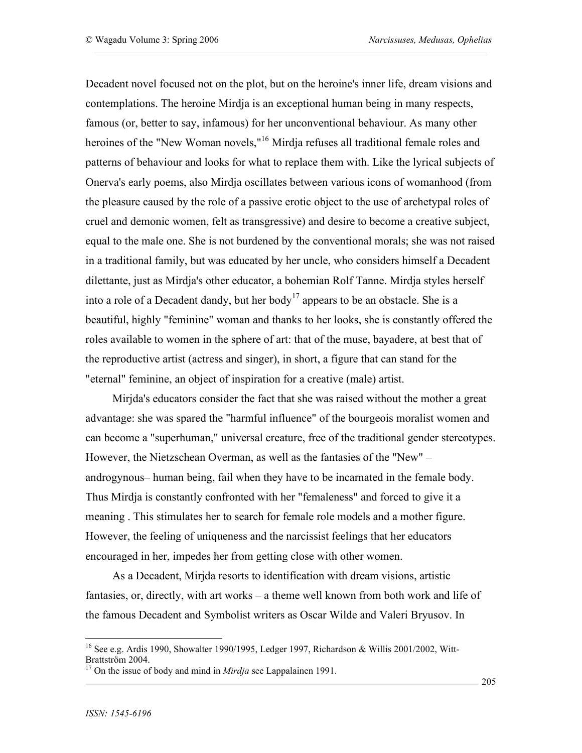Decadent novel focused not on the plot, but on the heroine's inner life, dream visions and contemplations. The heroine Mirdja is an exceptional human being in many respects, famous (or, better to say, infamous) for her unconventional behaviour. As many other heroines of the "New Woman novels,"[16] Mirdja refuses all traditional female roles and patterns of behaviour and looks for what to replace them with. Like the lyrical subjects of Onerva's early poems, also Mirdja oscillates between various icons of womanhood (from the pleasure caused by the role of a passive erotic object to the use of archetypal roles of cruel and demonic women, felt as transgressive) and desire to become a creative subject, equal to the male one. She is not burdened by the conventional morals; she was not raised in a traditional family, but was educated by her uncle, who considers himself a Decadent dilettante, just as Mirdja's other educator, a bohemian Rolf Tanne. Mirdja styles herself into a role of a Decadent dandy, but her body[17] appears to be an obstacle. She is a beautiful, highly "feminine" woman and thanks to her looks, she is constantly offered the roles available to women in the sphere of art: that of the muse, bayadere, at best that of the reproductive artist (actress and singer), in short, a figure that can stand for the "eternal" feminine, an object of inspiration for a creative (male) artist.

Mirjda's educators consider the fact that she was raised without the mother a great advantage: she was spared the "harmful influence" of the bourgeois moralist women and can become a "superhuman," universal creature, free of the traditional gender stereotypes. However, the Nietzschean Overman, as well as the fantasies of the "New" – androgynous– human being, fail when they have to be incarnated in the female body. Thus Mirdja is constantly confronted with her "femaleness" and forced to give it a meaning . This stimulates her to search for female role models and a mother figure. However, the feeling of uniqueness and the narcissist feelings that her educators encouraged in her, impedes her from getting close with other women.

As a Decadent, Mirjda resorts to identification with dream visions, artistic fantasies, or, directly, with art works – a theme well known from both work and life of the famous Decadent and Symbolist writers as Oscar Wilde and Valeri Bryusov. In

---

[16] See e.g. Ardis 1990, Showalter 1990/1995, Ledger 1997, Richardson & Willis 2001/2002, Witt-Brattström 2004.

[17] On the issue of body and mind in *Mirdja* see Lappalainen 1991.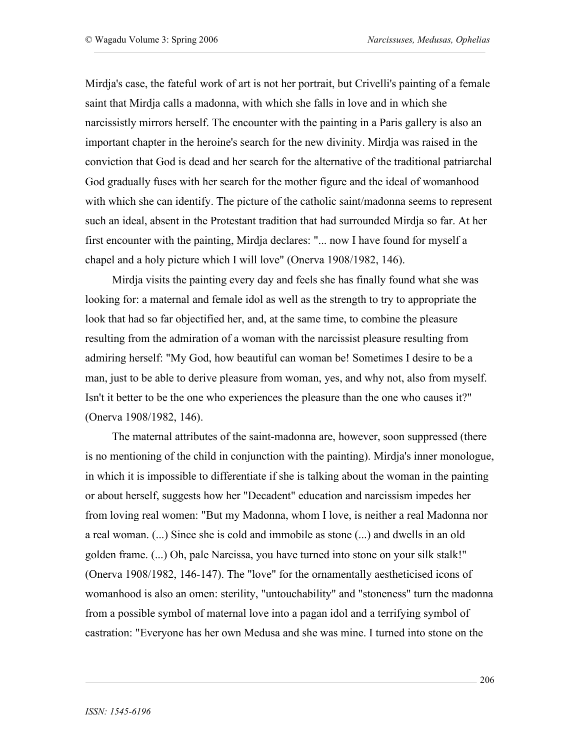Mirdja's case, the fateful work of art is not her portrait, but Crivelli's painting of a female saint that Mirdja calls a madonna, with which she falls in love and in which she narcissistly mirrors herself. The encounter with the painting in a Paris gallery is also an important chapter in the heroine's search for the new divinity. Mirdja was raised in the conviction that God is dead and her search for the alternative of the traditional patriarchal God gradually fuses with her search for the mother figure and the ideal of womanhood with which she can identify. The picture of the catholic saint/madonna seems to represent such an ideal, absent in the Protestant tradition that had surrounded Mirdja so far. At her first encounter with the painting, Mirdja declares: "... now I have found for myself a chapel and a holy picture which I will love" (Onerva 1908/1982, 146).

Mirdja visits the painting every day and feels she has finally found what she was looking for: a maternal and female idol as well as the strength to try to appropriate the look that had so far objectified her, and, at the same time, to combine the pleasure resulting from the admiration of a woman with the narcissist pleasure resulting from admiring herself: "My God, how beautiful can woman be! Sometimes I desire to be a man, just to be able to derive pleasure from woman, yes, and why not, also from myself. Isn't it better to be the one who experiences the pleasure than the one who causes it?" (Onerva 1908/1982, 146).

The maternal attributes of the saint-madonna are, however, soon suppressed (there is no mentioning of the child in conjunction with the painting). Mirdja's inner monologue, in which it is impossible to differentiate if she is talking about the woman in the painting or about herself, suggests how her "Decadent" education and narcissism impedes her from loving real women: "But my Madonna, whom I love, is neither a real Madonna nor a real woman. (...) Since she is cold and immobile as stone (...) and dwells in an old golden frame. (...) Oh, pale Narcissa, you have turned into stone on your silk stalk!" (Onerva 1908/1982, 146-147). The "love" for the ornamentally aestheticised icons of womanhood is also an omen: sterility, "untouchability" and "stoneness" turn the madonna from a possible symbol of maternal love into a pagan idol and a terrifying symbol of castration: "Everyone has her own Medusa and she was mine. I turned into stone on the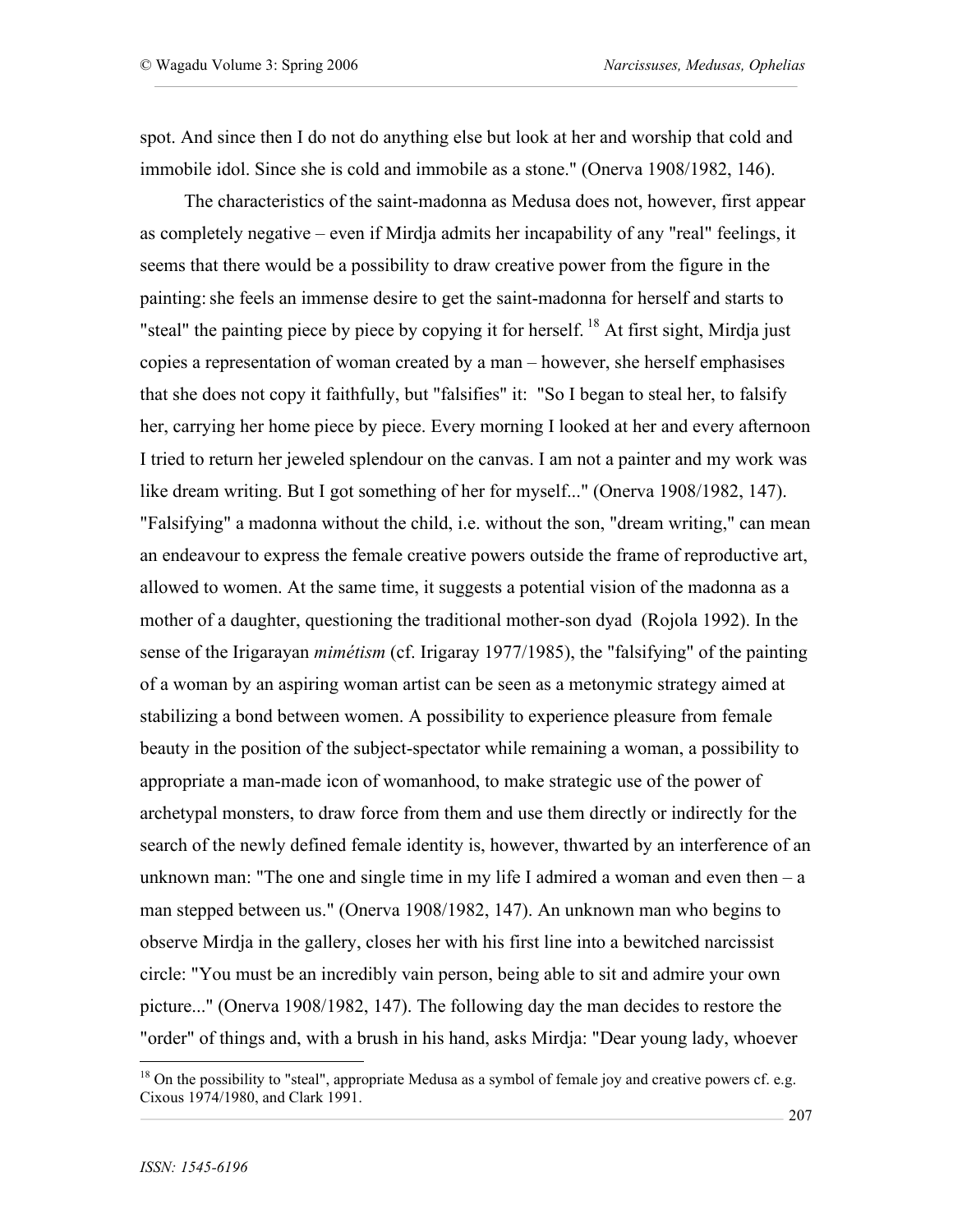spot. And since then I do not do anything else but look at her and worship that cold and immobile idol. Since she is cold and immobile as a stone." (Onerva 1908/1982, 146).

The characteristics of the saint-madonna as Medusa does not, however, first appear as completely negative – even if Mirdja admits her incapability of any "real" feelings, it seems that there would be a possibility to draw creative power from the figure in the painting: she feels an immense desire to get the saint-madonna for herself and starts to "steal" the painting piece by piece by copying it for herself. [18] At first sight, Mirdja just copies a representation of woman created by a man – however, she herself emphasises that she does not copy it faithfully, but "falsifies" it: "So I began to steal her, to falsify her, carrying her home piece by piece. Every morning I looked at her and every afternoon I tried to return her jeweled splendour on the canvas. I am not a painter and my work was like dream writing. But I got something of her for myself..." (Onerva 1908/1982, 147). "Falsifying" a madonna without the child, i.e. without the son, "dream writing," can mean an endeavour to express the female creative powers outside the frame of reproductive art, allowed to women. At the same time, it suggests a potential vision of the madonna as a mother of a daughter, questioning the traditional mother-son dyad (Rojola 1992). In the sense of the Irigarayan *mimétism* (cf. Irigaray 1977/1985), the "falsifying" of the painting of a woman by an aspiring woman artist can be seen as a metonymic strategy aimed at stabilizing a bond between women. A possibility to experience pleasure from female beauty in the position of the subject-spectator while remaining a woman, a possibility to appropriate a man-made icon of womanhood, to make strategic use of the power of archetypal monsters, to draw force from them and use them directly or indirectly for the search of the newly defined female identity is, however, thwarted by an interference of an unknown man: "The one and single time in my life I admired a woman and even then – a man stepped between us." (Onerva 1908/1982, 147). An unknown man who begins to observe Mirdja in the gallery, closes her with his first line into a bewitched narcissist circle: "You must be an incredibly vain person, being able to sit and admire your own picture..." (Onerva 1908/1982, 147). The following day the man decides to restore the "order" of things and, with a brush in his hand, asks Mirdja: "Dear young lady, whoever

[18] On the possibility to "steal", appropriate Medusa as a symbol of female joy and creative powers cf. e.g. Cixous 1974/1980, and Clark 1991.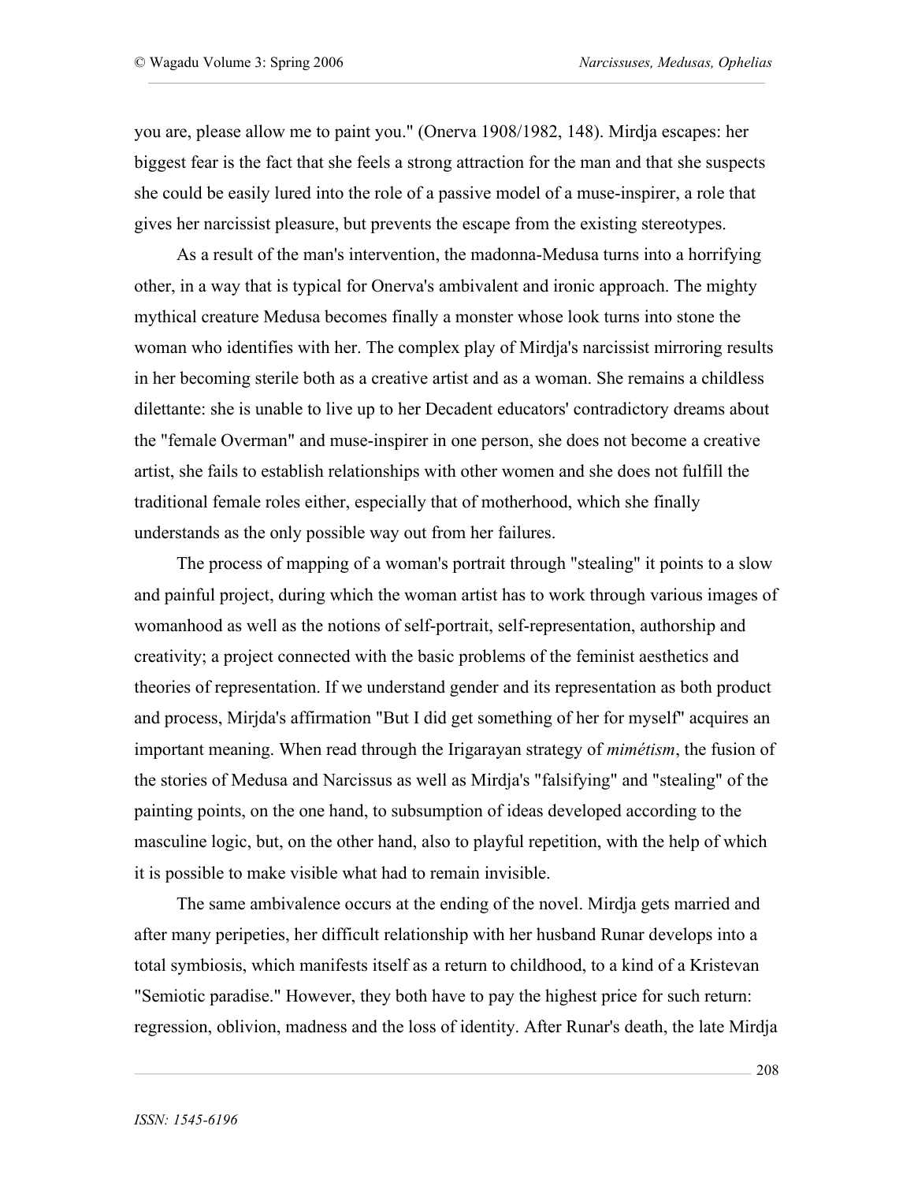you are, please allow me to paint you." (Onerva 1908/1982, 148). Mirdja escapes: her biggest fear is the fact that she feels a strong attraction for the man and that she suspects she could be easily lured into the role of a passive model of a muse-inspirer, a role that gives her narcissist pleasure, but prevents the escape from the existing stereotypes.

As a result of the man's intervention, the madonna-Medusa turns into a horrifying other, in a way that is typical for Onerva's ambivalent and ironic approach. The mighty mythical creature Medusa becomes finally a monster whose look turns into stone the woman who identifies with her. The complex play of Mirdja's narcissist mirroring results in her becoming sterile both as a creative artist and as a woman. She remains a childless dilettante: she is unable to live up to her Decadent educators' contradictory dreams about the "female Overman" and muse-inspirer in one person, she does not become a creative artist, she fails to establish relationships with other women and she does not fulfill the traditional female roles either, especially that of motherhood, which she finally understands as the only possible way out from her failures.

The process of mapping of a woman's portrait through "stealing" it points to a slow and painful project, during which the woman artist has to work through various images of womanhood as well as the notions of self-portrait, self-representation, authorship and creativity; a project connected with the basic problems of the feminist aesthetics and theories of representation. If we understand gender and its representation as both product and process, Mirjda's affirmation "But I did get something of her for myself" acquires an important meaning. When read through the Irigarayan strategy of *mimétism*, the fusion of the stories of Medusa and Narcissus as well as Mirdja's "falsifying" and "stealing" of the painting points, on the one hand, to subsumption of ideas developed according to the masculine logic, but, on the other hand, also to playful repetition, with the help of which it is possible to make visible what had to remain invisible.

The same ambivalence occurs at the ending of the novel. Mirdja gets married and after many peripeties, her difficult relationship with her husband Runar develops into a total symbiosis, which manifests itself as a return to childhood, to a kind of a Kristevan "Semiotic paradise." However, they both have to pay the highest price for such return: regression, oblivion, madness and the loss of identity. After Runar's death, the late Mirdja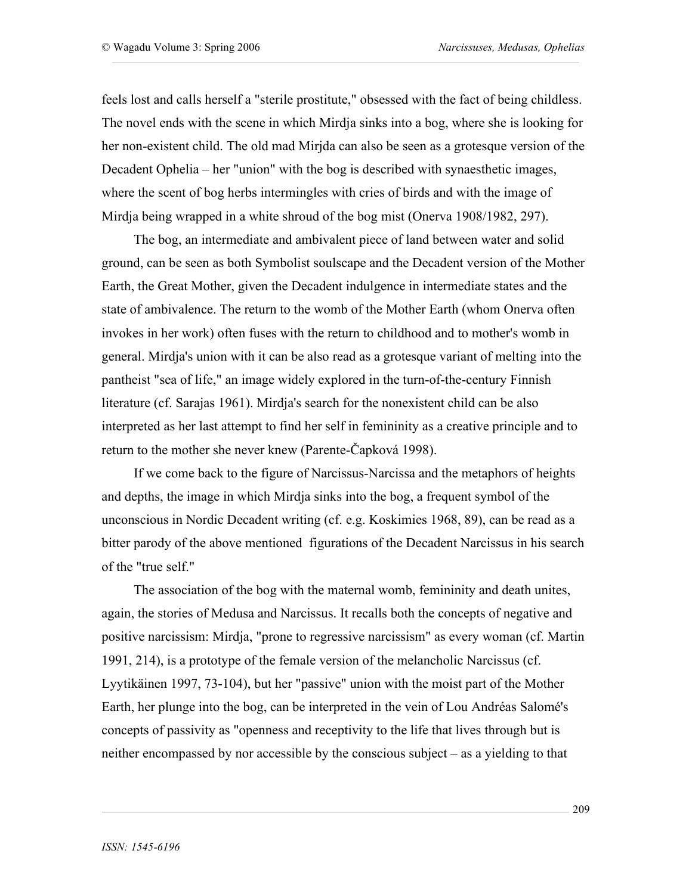feels lost and calls herself a "sterile prostitute," obsessed with the fact of being childless. The novel ends with the scene in which Mirdja sinks into a bog, where she is looking for her non-existent child. The old mad Mirjda can also be seen as a grotesque version of the Decadent Ophelia – her "union" with the bog is described with synaesthetic images, where the scent of bog herbs intermingles with cries of birds and with the image of Mirdja being wrapped in a white shroud of the bog mist (Onerva 1908/1982, 297).

The bog, an intermediate and ambivalent piece of land between water and solid ground, can be seen as both Symbolist soulscape and the Decadent version of the Mother Earth, the Great Mother, given the Decadent indulgence in intermediate states and the state of ambivalence. The return to the womb of the Mother Earth (whom Onerva often invokes in her work) often fuses with the return to childhood and to mother's womb in general. Mirdja's union with it can be also read as a grotesque variant of melting into the pantheist "sea of life," an image widely explored in the turn-of-the-century Finnish literature (cf. Sarajas 1961). Mirdja's search for the nonexistent child can be also interpreted as her last attempt to find her self in femininity as a creative principle and to return to the mother she never knew (Parente-Čapková 1998).

If we come back to the figure of Narcissus-Narcissa and the metaphors of heights and depths, the image in which Mirdja sinks into the bog, a frequent symbol of the unconscious in Nordic Decadent writing (cf. e.g. Koskimies 1968, 89), can be read as a bitter parody of the above mentioned figurations of the Decadent Narcissus in his search of the "true self."

The association of the bog with the maternal womb, femininity and death unites, again, the stories of Medusa and Narcissus. It recalls both the concepts of negative and positive narcissism: Mirdja, "prone to regressive narcissism" as every woman (cf. Martin 1991, 214), is a prototype of the female version of the melancholic Narcissus (cf. Lyytikäinen 1997, 73-104), but her "passive" union with the moist part of the Mother Earth, her plunge into the bog, can be interpreted in the vein of Lou Andréas Salomé's concepts of passivity as "openness and receptivity to the life that lives through but is neither encompassed by nor accessible by the conscious subject – as a yielding to that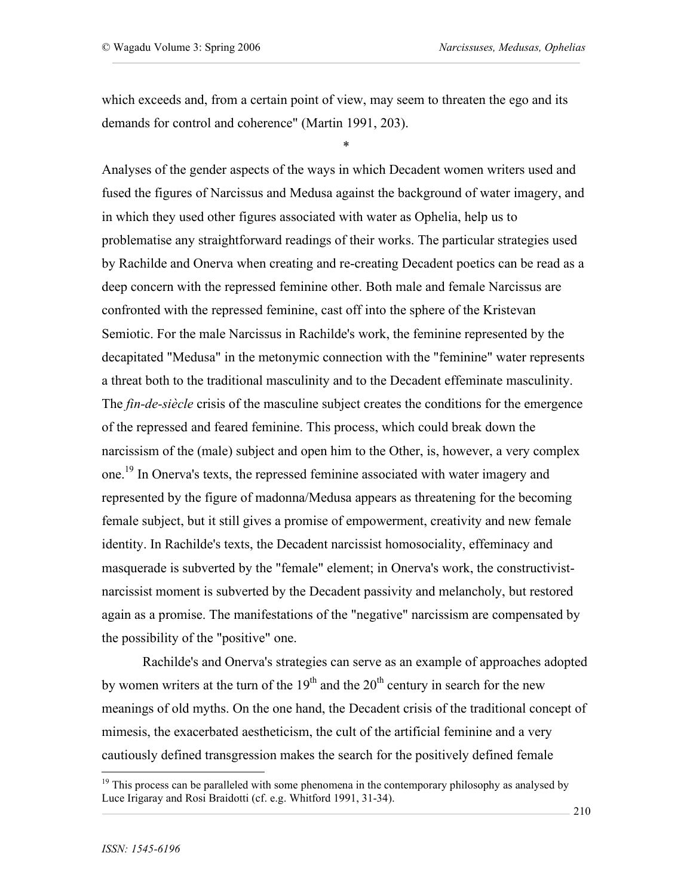which exceeds and, from a certain point of view, may seem to threaten the ego and its demands for control and coherence" (Martin 1991, 203).

*

Analyses of the gender aspects of the ways in which Decadent women writers used and fused the figures of Narcissus and Medusa against the background of water imagery, and in which they used other figures associated with water as Ophelia, help us to problematise any straightforward readings of their works. The particular strategies used by Rachilde and Onerva when creating and re-creating Decadent poetics can be read as a deep concern with the repressed feminine other. Both male and female Narcissus are confronted with the repressed feminine, cast off into the sphere of the Kristevan Semiotic. For the male Narcissus in Rachilde's work, the feminine represented by the decapitated "Medusa" in the metonymic connection with the "feminine" water represents a threat both to the traditional masculinity and to the Decadent effeminate masculinity. The *fin-de-siècle* crisis of the masculine subject creates the conditions for the emergence of the repressed and feared feminine. This process, which could break down the narcissism of the (male) subject and open him to the Other, is, however, a very complex one.[19] In Onerva's texts, the repressed feminine associated with water imagery and represented by the figure of madonna/Medusa appears as threatening for the becoming female subject, but it still gives a promise of empowerment, creativity and new female identity. In Rachilde's texts, the Decadent narcissist homosociality, effeminacy and masquerade is subverted by the "female" element; in Onerva's work, the constructivist-narcissist moment is subverted by the Decadent passivity and melancholy, but restored again as a promise. The manifestations of the "negative" narcissism are compensated by the possibility of the "positive" one.

Rachilde's and Onerva's strategies can serve as an example of approaches adopted by women writers at the turn of the 19th and the 20th century in search for the new meanings of old myths. On the one hand, the Decadent crisis of the traditional concept of mimesis, the exacerbated aestheticism, the cult of the artificial feminine and a very cautiously defined transgression makes the search for the positively defined female

---

[19] This process can be paralleled with some phenomena in the contemporary philosophy as analysed by Luce Irigaray and Rosi Braidotti (cf. e.g. Whitford 1991, 31-34).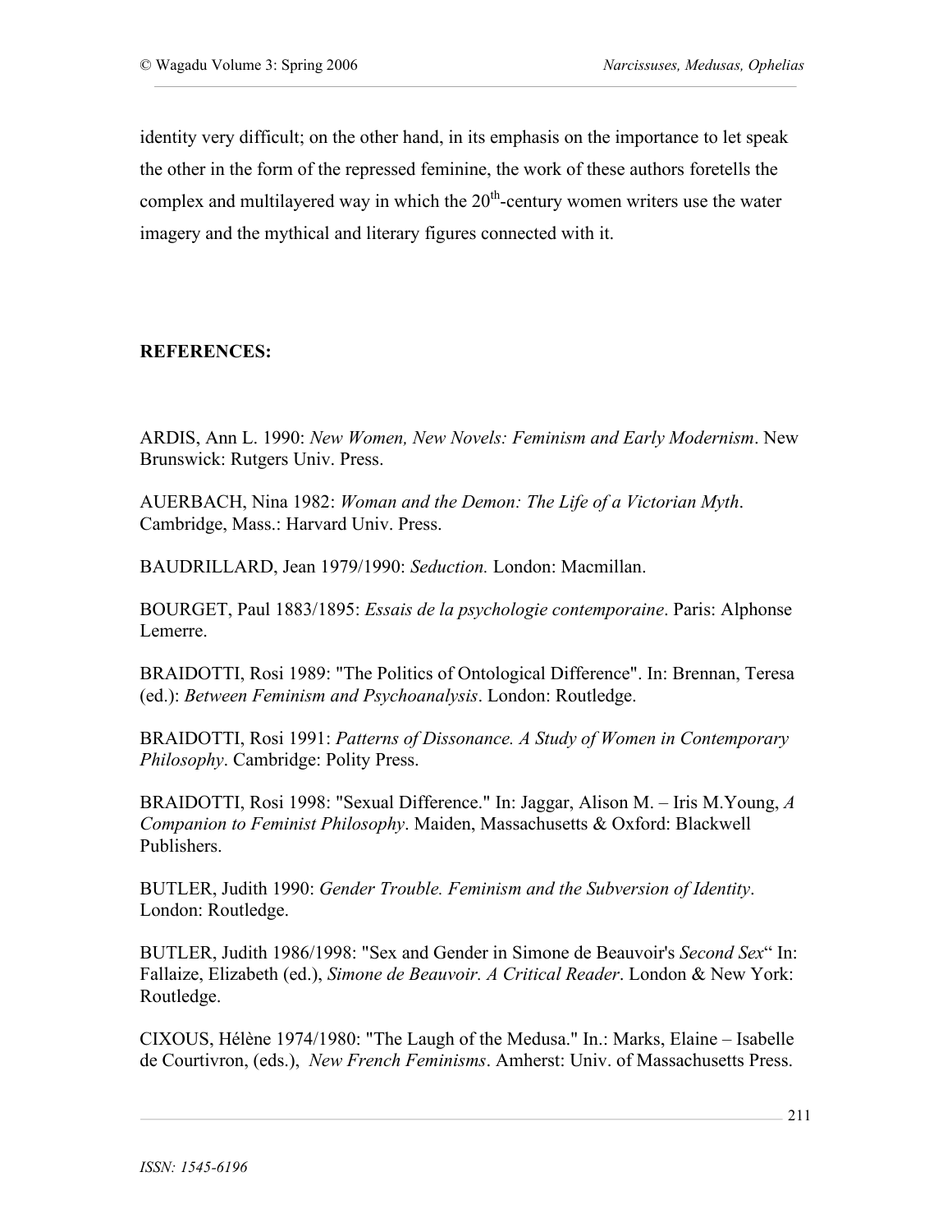identity very difficult; on the other hand, in its emphasis on the importance to let speak the other in the form of the repressed feminine, the work of these authors foretells the complex and multilayered way in which the 20th-century women writers use the water imagery and the mythical and literary figures connected with it.

**REFERENCES:**

ARDIS, Ann L. 1990: *New Women, New Novels: Feminism and Early Modernism*. New Brunswick: Rutgers Univ. Press.

AUERBACH, Nina 1982: *Woman and the Demon: The Life of a Victorian Myth*. Cambridge, Mass.: Harvard Univ. Press.

BAUDRILLARD, Jean 1979/1990: *Seduction.* London: Macmillan.

BOURGET, Paul 1883/1895: *Essais de la psychologie contemporaine*. Paris: Alphonse Lemerre.

BRAIDOTTI, Rosi 1989: "The Politics of Ontological Difference". In: Brennan, Teresa (ed.): *Between Feminism and Psychoanalysis*. London: Routledge.

BRAIDOTTI, Rosi 1991: *Patterns of Dissonance. A Study of Women in Contemporary Philosophy*. Cambridge: Polity Press.

BRAIDOTTI, Rosi 1998: "Sexual Difference." In: Jaggar, Alison M. – Iris M.Young, *A Companion to Feminist Philosophy*. Maiden, Massachusetts & Oxford: Blackwell Publishers.

BUTLER, Judith 1990: *Gender Trouble. Feminism and the Subversion of Identity*. London: Routledge.

BUTLER, Judith 1986/1998: "Sex and Gender in Simone de Beauvoir's *Second Sex*“ In: Fallaize, Elizabeth (ed.), *Simone de Beauvoir. A Critical Reader*. London & New York: Routledge.

CIXOUS, Hélène 1974/1980: "The Laugh of the Medusa." In.: Marks, Elaine – Isabelle de Courtivron, (eds.), *New French Feminisms*. Amherst: Univ. of Massachusetts Press.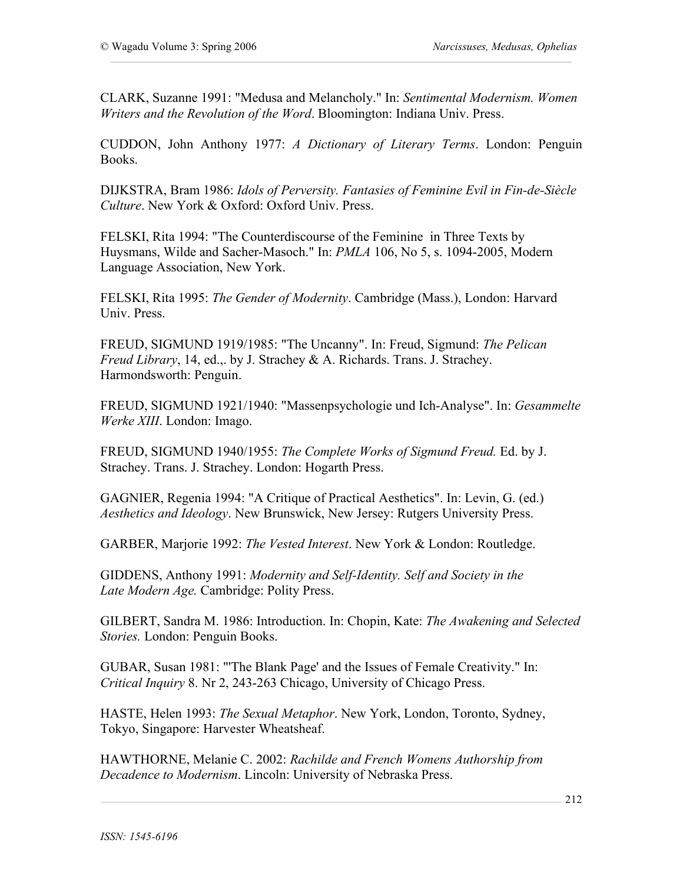CLARK, Suzanne 1991: "Medusa and Melancholy." In: *Sentimental Modernism. Women Writers and the Revolution of the Word*. Bloomington: Indiana Univ. Press.

CUDDON, John Anthony 1977: *A Dictionary of Literary Terms*. London: Penguin Books.

DIJKSTRA, Bram 1986: *Idols of Perversity. Fantasies of Feminine Evil in Fin-de-Siècle Culture*. New York & Oxford: Oxford Univ. Press.

FELSKI, Rita 1994: "The Counterdiscourse of the Feminine in Three Texts by Huysmans, Wilde and Sacher-Masoch." In: *PMLA* 106, No 5, s. 1094-2005, Modern Language Association, New York.

FELSKI, Rita 1995: *The Gender of Modernity*. Cambridge (Mass.), London: Harvard Univ. Press.

FREUD, SIGMUND 1919/1985: "The Uncanny". In: Freud, Sigmund: *The Pelican Freud Library*, 14, ed.,. by J. Strachey & A. Richards. Trans. J. Strachey. Harmondsworth: Penguin.

FREUD, SIGMUND 1921/1940: "Massenpsychologie und Ich-Analyse". In: *Gesammelte Werke XIII*. London: Imago.

FREUD, SIGMUND 1940/1955: *The Complete Works of Sigmund Freud.* Ed. by J. Strachey. Trans. J. Strachey. London: Hogarth Press.

GAGNIER, Regenia 1994: "A Critique of Practical Aesthetics". In: Levin, G. (ed.) *Aesthetics and Ideology*. New Brunswick, New Jersey: Rutgers University Press.

GARBER, Marjorie 1992: *The Vested Interest*. New York & London: Routledge.

GIDDENS, Anthony 1991: *Modernity and Self-Identity. Self and Society in the Late Modern Age.* Cambridge: Polity Press.

GILBERT, Sandra M. 1986: Introduction. In: Chopin, Kate: *The Awakening and Selected Stories.* London: Penguin Books.

GUBAR, Susan 1981: "'The Blank Page' and the Issues of Female Creativity." In: *Critical Inquiry* 8. Nr 2, 243-263 Chicago, University of Chicago Press.

HASTE, Helen 1993: *The Sexual Metaphor*. New York, London, Toronto, Sydney, Tokyo, Singapore: Harvester Wheatsheaf.

HAWTHORNE, Melanie C. 2002: *Rachilde and French Womens Authorship from Decadence to Modernism*. Lincoln: University of Nebraska Press.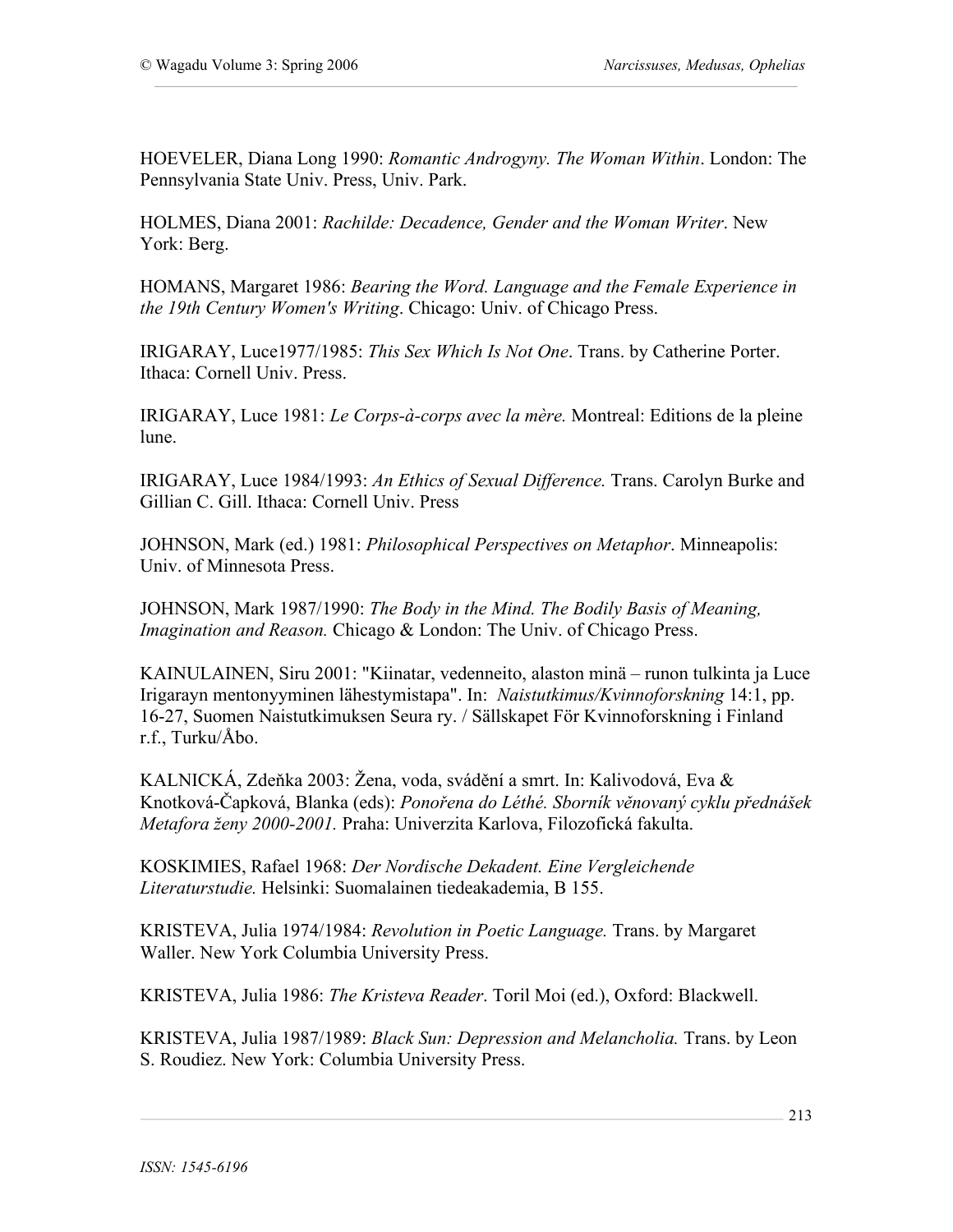HOEVELER, Diana Long 1990: *Romantic Androgyny. The Woman Within*. London: The Pennsylvania State Univ. Press, Univ. Park.

HOLMES, Diana 2001: *Rachilde: Decadence, Gender and the Woman Writer*. New York: Berg.

HOMANS, Margaret 1986: *Bearing the Word. Language and the Female Experience in the 19th Century Women's Writing*. Chicago: Univ. of Chicago Press.

IRIGARAY, Luce1977/1985: *This Sex Which Is Not One*. Trans. by Catherine Porter. Ithaca: Cornell Univ. Press.

IRIGARAY, Luce 1981: *Le Corps-à-corps avec la mère.* Montreal: Editions de la pleine lune.

IRIGARAY, Luce 1984/1993: *An Ethics of Sexual Difference.* Trans. Carolyn Burke and Gillian C. Gill. Ithaca: Cornell Univ. Press

JOHNSON, Mark (ed.) 1981: *Philosophical Perspectives on Metaphor*. Minneapolis: Univ. of Minnesota Press.

JOHNSON, Mark 1987/1990: *The Body in the Mind. The Bodily Basis of Meaning, Imagination and Reason.* Chicago & London: The Univ. of Chicago Press.

KAINULAINEN, Siru 2001: "Kiinatar, vedenneito, alaston minä – runon tulkinta ja Luce Irigarayn mentonyyminen lähestymistapa". In: *Naistutkimus/Kvinnoforskning* 14:1, pp. 16-27, Suomen Naistutkimuksen Seura ry. / Sällskapet För Kvinnoforskning i Finland r.f., Turku/Åbo.

KALNICKÁ, Zdeňka 2003: Žena, voda, svádění a smrt. In: Kalivodová, Eva & Knotková-Čapková, Blanka (eds): *Ponořena do Léthé. Sborník věnovaný cyklu přednášek Metafora ženy 2000-2001.* Praha: Univerzita Karlova, Filozofická fakulta.

KOSKIMIES, Rafael 1968: *Der Nordische Dekadent. Eine Vergleichende Literaturstudie.* Helsinki: Suomalainen tiedeakademia, B 155.

KRISTEVA, Julia 1974/1984: *Revolution in Poetic Language.* Trans. by Margaret Waller. New York Columbia University Press.

KRISTEVA, Julia 1986: *The Kristeva Reader*. Toril Moi (ed.), Oxford: Blackwell.

KRISTEVA, Julia 1987/1989: *Black Sun: Depression and Melancholia.* Trans. by Leon S. Roudiez. New York: Columbia University Press.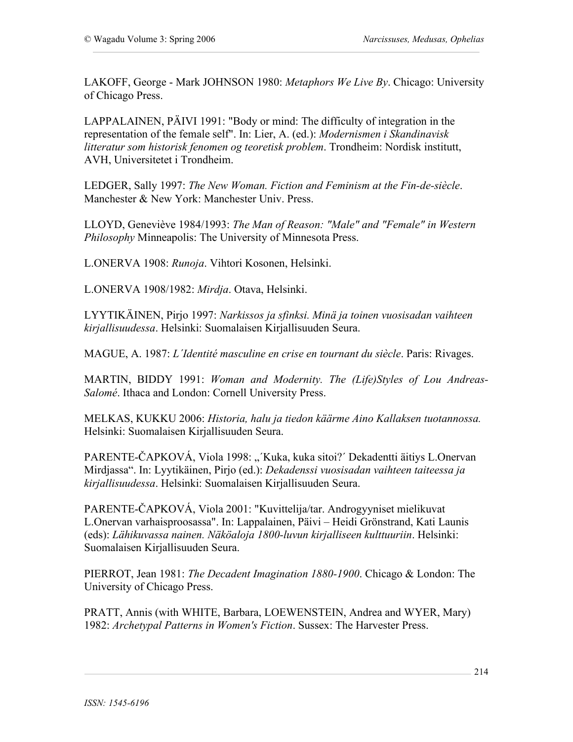LAKOFF, George - Mark JOHNSON 1980: *Metaphors We Live By*. Chicago: University of Chicago Press.

LAPPALAINEN, PÄIVI 1991: "Body or mind: The difficulty of integration in the representation of the female self". In: Lier, A. (ed.): *Modernismen i Skandinavisk litteratur som historisk fenomen og teoretisk problem*. Trondheim: Nordisk institutt, AVH, Universitetet i Trondheim.

LEDGER, Sally 1997: *The New Woman. Fiction and Feminism at the Fin-de-siècle*. Manchester & New York: Manchester Univ. Press.

LLOYD, Geneviève 1984/1993: *The Man of Reason: "Male" and "Female" in Western Philosophy* Minneapolis: The University of Minnesota Press.

L.ONERVA 1908: *Runoja*. Vihtori Kosonen, Helsinki.

L.ONERVA 1908/1982: *Mirdja*. Otava, Helsinki.

LYYTIKÄINEN, Pirjo 1997: *Narkissos ja sfinksi. Minä ja toinen vuosisadan vaihteen kirjallisuudessa*. Helsinki: Suomalaisen Kirjallisuuden Seura.

MAGUE, A. 1987: *L´Identité masculine en crise en tournant du siècle*. Paris: Rivages.

MARTIN, BIDDY 1991: *Woman and Modernity. The (Life)Styles of Lou Andreas-Salomé*. Ithaca and London: Cornell University Press.

MELKAS, KUKKU 2006: *Historia, halu ja tiedon käärme Aino Kallaksen tuotannossa.* Helsinki: Suomalaisen Kirjallisuuden Seura.

PARENTE-ČAPKOVÁ, Viola 1998: „´Kuka, kuka sitoi?´ Dekadentti äitiys L.Onervan Mirdjassa". In: Lyytikäinen, Pirjo (ed.): *Dekadenssi vuosisadan vaihteen taiteessa ja kirjallisuudessa*. Helsinki: Suomalaisen Kirjallisuuden Seura.

PARENTE-ČAPKOVÁ, Viola 2001: "Kuvittelija/tar. Androgyyniset mielikuvat L.Onervan varhaisproosassa". In: Lappalainen, Päivi – Heidi Grönstrand, Kati Launis (eds): *Lähikuvassa nainen. Näköaloja 1800-luvun kirjalliseen kulttuuriin*. Helsinki: Suomalaisen Kirjallisuuden Seura.

PIERROT, Jean 1981: *The Decadent Imagination 1880-1900*. Chicago & London: The University of Chicago Press.

PRATT, Annis (with WHITE, Barbara, LOEWENSTEIN, Andrea and WYER, Mary) 1982: *Archetypal Patterns in Women's Fiction*. Sussex: The Harvester Press.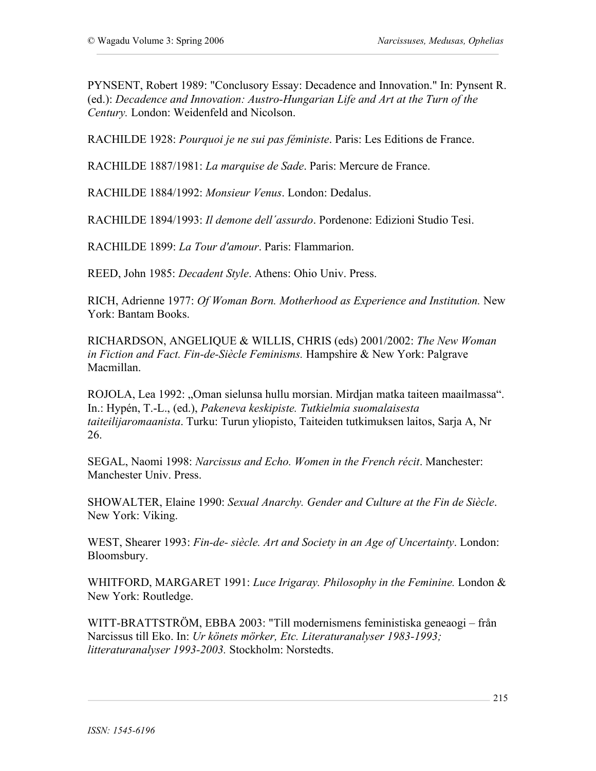PYNSENT, Robert 1989: "Conclusory Essay: Decadence and Innovation." In: Pynsent R. (ed.): *Decadence and Innovation: Austro-Hungarian Life and Art at the Turn of the Century.* London: Weidenfeld and Nicolson.

RACHILDE 1928: *Pourquoi je ne sui pas féministe*. Paris: Les Editions de France.

RACHILDE 1887/1981: *La marquise de Sade*. Paris: Mercure de France.

RACHILDE 1884/1992: *Monsieur Venus*. London: Dedalus.

RACHILDE 1894/1993: *Il demone dell´assurdo*. Pordenone: Edizioni Studio Tesi.

RACHILDE 1899: *La Tour d'amour*. Paris: Flammarion.

REED, John 1985: *Decadent Style*. Athens: Ohio Univ. Press.

RICH, Adrienne 1977: *Of Woman Born. Motherhood as Experience and Institution.* New York: Bantam Books.

RICHARDSON, ANGELIQUE & WILLIS, CHRIS (eds) 2001/2002: *The New Woman in Fiction and Fact. Fin-de-Siècle Feminisms.* Hampshire & New York: Palgrave Macmillan.

ROJOLA, Lea 1992: „Oman sielunsa hullu morsian. Mirdjan matka taiteen maailmassa". In.: Hypén, T.-L., (ed.), *Pakeneva keskipiste. Tutkielmia suomalaisesta taiteilijaromaanista*. Turku: Turun yliopisto, Taiteiden tutkimuksen laitos, Sarja A, Nr 26.

SEGAL, Naomi 1998: *Narcissus and Echo. Women in the French récit*. Manchester: Manchester Univ. Press.

SHOWALTER, Elaine 1990: *Sexual Anarchy. Gender and Culture at the Fin de Siècle*. New York: Viking.

WEST, Shearer 1993: *Fin-de- siècle. Art and Society in an Age of Uncertainty*. London: Bloomsbury.

WHITFORD, MARGARET 1991: *Luce Irigaray. Philosophy in the Feminine.* London & New York: Routledge.

WITT-BRATTSTRÖM, EBBA 2003: "Till modernismens feministiska geneaogi – från Narcissus till Eko. In: *Ur könets mörker, Etc. Literaturanalyser 1983-1993; litteraturanalyser 1993-2003.* Stockholm: Norstedts.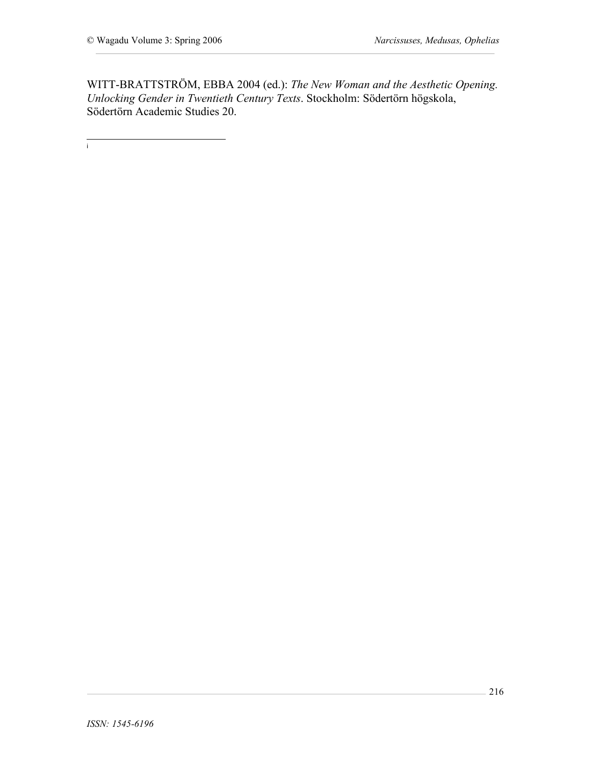WITT-BRATTSTRÖM, EBBA 2004 (ed.): *The New Woman and the Aesthetic Opening. Unlocking Gender in Twentieth Century Texts*. Stockholm: Södertörn högskola, Södertörn Academic Studies 20.

---

i